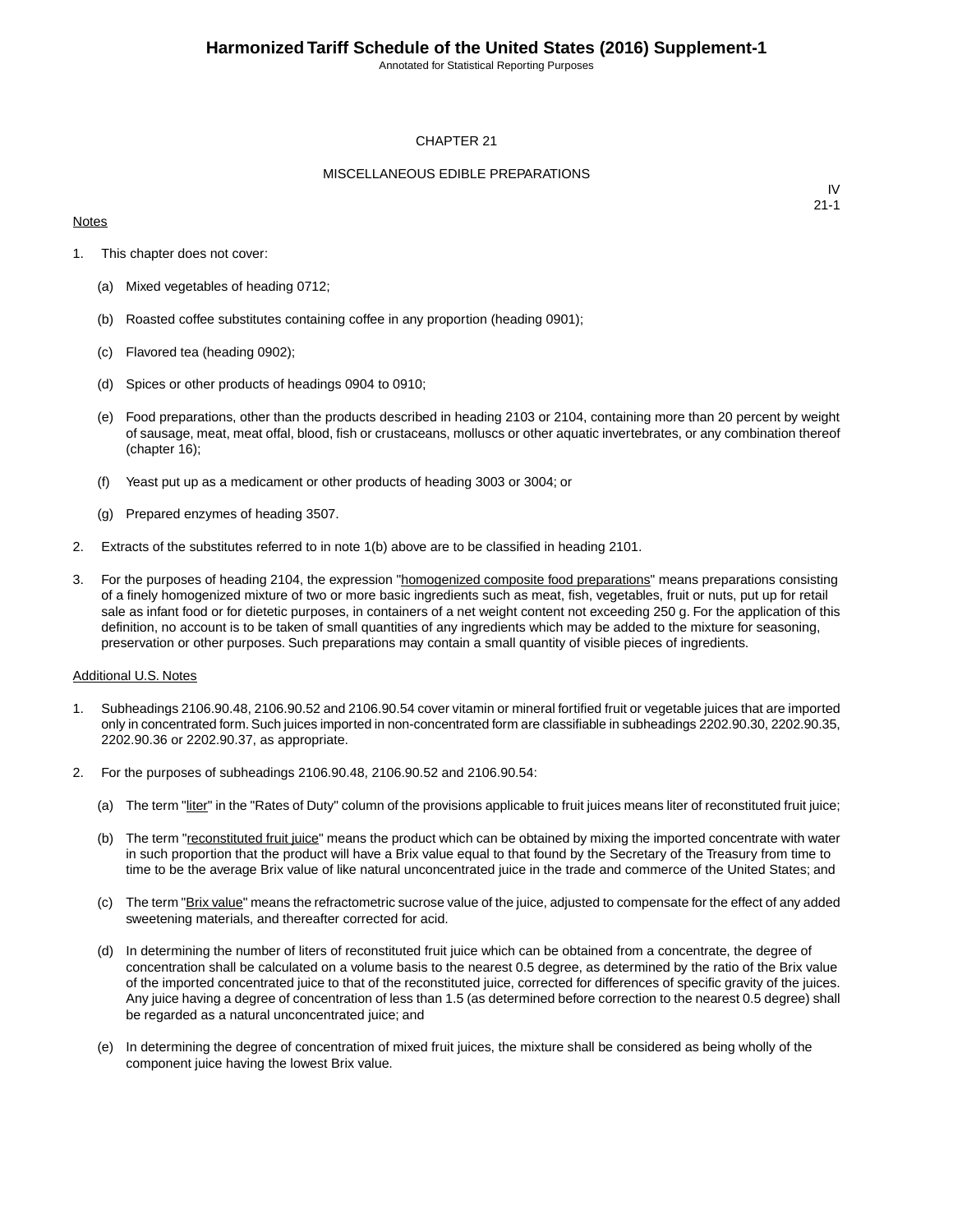# CHAPTER 21

## MISCELLANEOUS EDIBLE PREPARATIONS

Notes

1. This chapter does not cover:

   (a) Mixed vegetables of heading 0712;

   (b) Roasted coffee substitutes containing coffee in any proportion (heading 0901);

   (c) Flavored tea (heading 0902);

   (d) Spices or other products of headings 0904 to 0910;

   (e) Food preparations, other than the products described in heading 2103 or 2104, containing more than 20 percent by weight of sausage, meat, meat offal, blood, fish or crustaceans, molluscs or other aquatic invertebrates, or any combination thereof (chapter 16);

   (f) Yeast put up as a medicament or other products of heading 3003 or 3004; or

   (g) Prepared enzymes of heading 3507.

2. Extracts of the substitutes referred to in note 1(b) above are to be classified in heading 2101.

3. For the purposes of heading 2104, the expression "homogenized composite food preparations" means preparations consisting of a finely homogenized mixture of two or more basic ingredients such as meat, fish, vegetables, fruit or nuts, put up for retail sale as infant food or for dietetic purposes, in containers of a net weight content not exceeding 250 g. For the application of this definition, no account is to be taken of small quantities of any ingredients which may be added to the mixture for seasoning, preservation or other purposes. Such preparations may contain a small quantity of visible pieces of ingredients.

Additional U.S. Notes

1. Subheadings 2106.90.48, 2106.90.52 and 2106.90.54 cover vitamin or mineral fortified fruit or vegetable juices that are imported only in concentrated form. Such juices imported in non-concentrated form are classifiable in subheadings 2202.90.30, 2202.90.35, 2202.90.36 or 2202.90.37, as appropriate.

2. For the purposes of subheadings 2106.90.48, 2106.90.52 and 2106.90.54:

   (a) The term "liter" in the "Rates of Duty" column of the provisions applicable to fruit juices means liter of reconstituted fruit juice;

   (b) The term "reconstituted fruit juice" means the product which can be obtained by mixing the imported concentrate with water in such proportion that the product will have a Brix value equal to that found by the Secretary of the Treasury from time to time to be the average Brix value of like natural unconcentrated juice in the trade and commerce of the United States; and

   (c) The term "Brix value" means the refractometric sucrose value of the juice, adjusted to compensate for the effect of any added sweetening materials, and thereafter corrected for acid.

   (d) In determining the number of liters of reconstituted fruit juice which can be obtained from a concentrate, the degree of concentration shall be calculated on a volume basis to the nearest 0.5 degree, as determined by the ratio of the Brix value of the imported concentrated juice to that of the reconstituted juice, corrected for differences of specific gravity of the juices. Any juice having a degree of concentration of less than 1.5 (as determined before correction to the nearest 0.5 degree) shall be regarded as a natural unconcentrated juice; and

   (e) In determining the degree of concentration of mixed fruit juices, the mixture shall be considered as being wholly of the component juice having the lowest Brix value.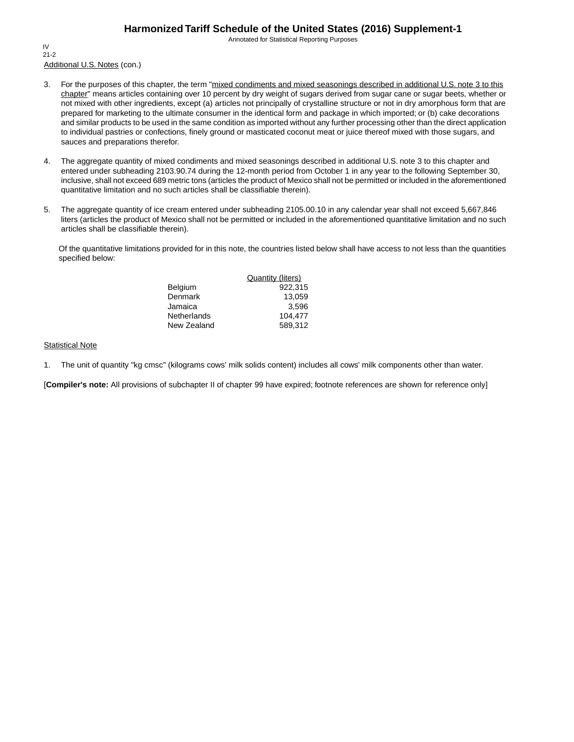Additional U.S. Notes (con.)

3. For the purposes of this chapter, the term "mixed condiments and mixed seasonings described in additional U.S. note 3 to this chapter" means articles containing over 10 percent by dry weight of sugars derived from sugar cane or sugar beets, whether or not mixed with other ingredients, except (a) articles not principally of crystalline structure or not in dry amorphous form that are prepared for marketing to the ultimate consumer in the identical form and package in which imported; or (b) cake decorations and similar products to be used in the same condition as imported without any further processing other than the direct application to individual pastries or confections, finely ground or masticated coconut meat or juice thereof mixed with those sugars, and sauces and preparations therefor.

4. The aggregate quantity of mixed condiments and mixed seasonings described in additional U.S. note 3 to this chapter and entered under subheading 2103.90.74 during the 12-month period from October 1 in any year to the following September 30, inclusive, shall not exceed 689 metric tons (articles the product of Mexico shall not be permitted or included in the aforementioned quantitative limitation and no such articles shall be classifiable therein).

5. The aggregate quantity of ice cream entered under subheading 2105.00.10 in any calendar year shall not exceed 5,667,846 liters (articles the product of Mexico shall not be permitted or included in the aforementioned quantitative limitation and no such articles shall be classifiable therein).

   Of the quantitative limitations provided for in this note, the countries listed below shall have access to not less than the quantities specified below:

| | Quantity (liters) |
|---|---|
| Belgium | 922,315 |
| Denmark | 13,059 |
| Jamaica | 3,596 |
| Netherlands | 104,477 |
| New Zealand | 589,312 |

Statistical Note

1. The unit of quantity "kg cmsc" (kilograms cows' milk solids content) includes all cows' milk components other than water.

[**Compiler's note:** All provisions of subchapter II of chapter 99 have expired; footnote references are shown for reference only]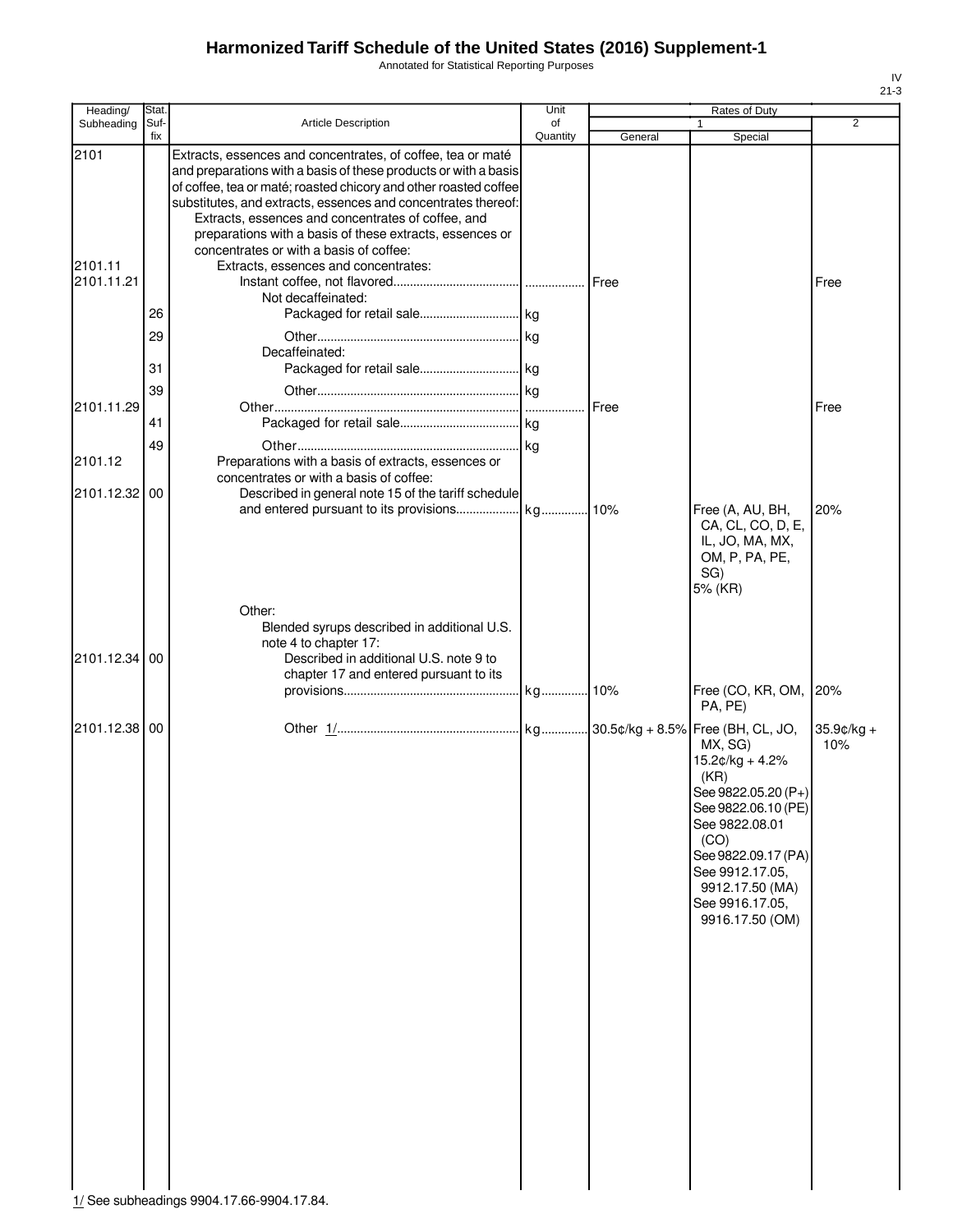# Harmonized Tariff Schedule of the United States (2016) Supplement-1

Annotated for Statistical Reporting Purposes

IV
21-3

| Heading/ Subheading | Stat. Suf- fix | Article Description | Unit of Quantity | Rates of Duty 1 General | Special | 2 |
|---|---|---|---|---|---|---|
| 2101 | | Extracts, essences and concentrates, of coffee, tea or maté and preparations with a basis of these products or with a basis of coffee, tea or maté; roasted chicory and other roasted coffee substitutes, and extracts, essences and concentrates thereof: | | | | |
| | | Extracts, essences and concentrates of coffee, and preparations with a basis of these extracts, essences or concentrates or with a basis of coffee: | | | | |
| 2101.11 | | Extracts, essences and concentrates: | | | | |
| 2101.11.21 | | Instant coffee, not flavored | | Free | | Free |
| | | Not decaffeinated: | | | | |
| | 26 | Packaged for retail sale | kg | | | |
| | 29 | Other | kg | | | |
| | | Decaffeinated: | | | | |
| | 31 | Packaged for retail sale | kg | | | |
| | 39 | Other | kg | | | |
| 2101.11.29 | | Other | | Free | | Free |
| | 41 | Packaged for retail sale | kg | | | |
| | 49 | Other | kg | | | |
| 2101.12 | | Preparations with a basis of extracts, essences or concentrates or with a basis of coffee: | | | | |
| 2101.12.32 | 00 | Described in general note 15 of the tariff schedule and entered pursuant to its provisions | kg | 10% | Free (A, AU, BH, CA, CL, CO, D, E, IL, JO, MA, MX, OM, P, PA, PE, SG)<br>5% (KR) | 20% |
| | | Other: | | | | |
| | | Blended syrups described in additional U.S. note 4 to chapter 17: | | | | |
| 2101.12.34 | 00 | Described in additional U.S. note 9 to chapter 17 and entered pursuant to its provisions | kg | 10% | Free (CO, KR, OM, PA, PE) | 20% |
| 2101.12.38 | 00 | Other 1/ | kg | 30.5¢/kg + 8.5% | Free (BH, CL, JO, MX, SG)<br>15.2¢/kg + 4.2% (KR)<br>See 9822.05.20 (P+)<br>See 9822.06.10 (PE)<br>See 9822.08.01 (CO)<br>See 9822.09.17 (PA)<br>See 9912.17.05, 9912.17.50 (MA)<br>See 9916.17.05, 9916.17.50 (OM) | 35.9¢/kg + 10% |

1/ See subheadings 9904.17.66-9904.17.84.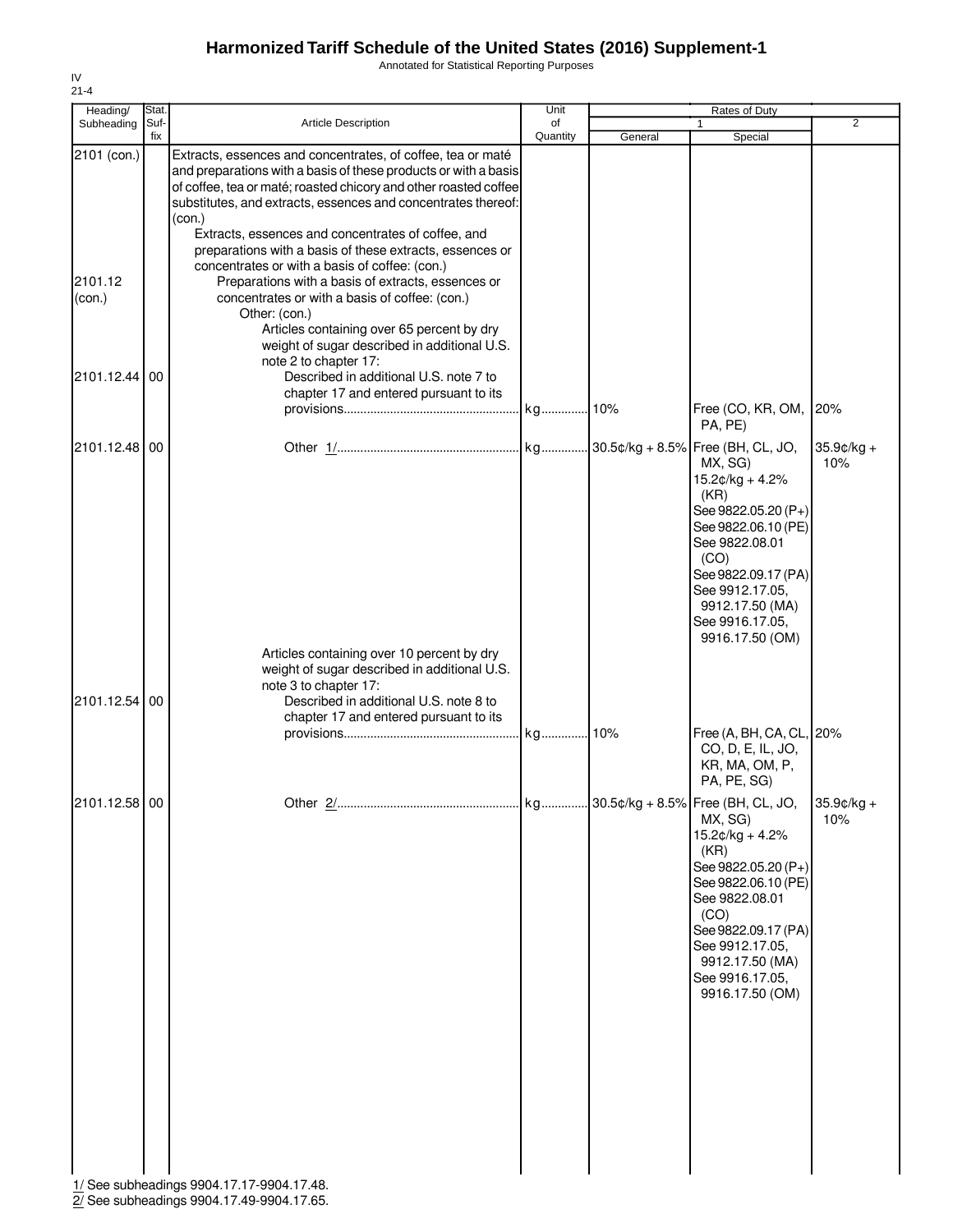# Harmonized Tariff Schedule of the United States (2016) Supplement-1

Annotated for Statistical Reporting Purposes

IV
21-4

| Heading/ Subheading | Stat. Suf- fix | Article Description | Unit of Quantity | Rates of Duty 1 General | Special | 2 |
|---|---|---|---|---|---|---|
| 2101 (con.) | | Extracts, essences and concentrates, of coffee, tea or maté and preparations with a basis of these products or with a basis of coffee, tea or maté; roasted chicory and other roasted coffee substitutes, and extracts, essences and concentrates thereof: (con.) | | | | |
| | | Extracts, essences and concentrates of coffee, and preparations with a basis of these extracts, essences or concentrates or with a basis of coffee: (con.) | | | | |
| 2101.12 (con.) | | Preparations with a basis of extracts, essences or concentrates or with a basis of coffee: (con.) | | | | |
| | | Other: (con.) | | | | |
| | | Articles containing over 65 percent by dry weight of sugar described in additional U.S. note 2 to chapter 17: | | | | |
| 2101.12.44 | 00 | Described in additional U.S. note 7 to chapter 17 and entered pursuant to its provisions | kg | 10% | Free (CO, KR, OM, PA, PE) | 20% |
| 2101.12.48 | 00 | Other 1/ | kg | 30.5¢/kg + 8.5% | Free (BH, CL, JO, MX, SG)<br>15.2¢/kg + 4.2% (KR)<br>See 9822.05.20 (P+)<br>See 9822.06.10 (PE)<br>See 9822.08.01 (CO)<br>See 9822.09.17 (PA)<br>See 9912.17.05, 9912.17.50 (MA)<br>See 9916.17.05, 9916.17.50 (OM) | 35.9¢/kg + 10% |
| | | Articles containing over 10 percent by dry weight of sugar described in additional U.S. note 3 to chapter 17: | | | | |
| 2101.12.54 | 00 | Described in additional U.S. note 8 to chapter 17 and entered pursuant to its provisions | kg | 10% | Free (A, BH, CA, CL, CO, D, E, IL, JO, KR, MA, OM, P, PA, PE, SG) | 20% |
| 2101.12.58 | 00 | Other 2/ | kg | 30.5¢/kg + 8.5% | Free (BH, CL, JO, MX, SG)<br>15.2¢/kg + 4.2% (KR)<br>See 9822.05.20 (P+)<br>See 9822.06.10 (PE)<br>See 9822.08.01 (CO)<br>See 9822.09.17 (PA)<br>See 9912.17.05, 9912.17.50 (MA)<br>See 9916.17.05, 9916.17.50 (OM) | 35.9¢/kg + 10% |

1/ See subheadings 9904.17.17-9904.17.48.
2/ See subheadings 9904.17.49-9904.17.65.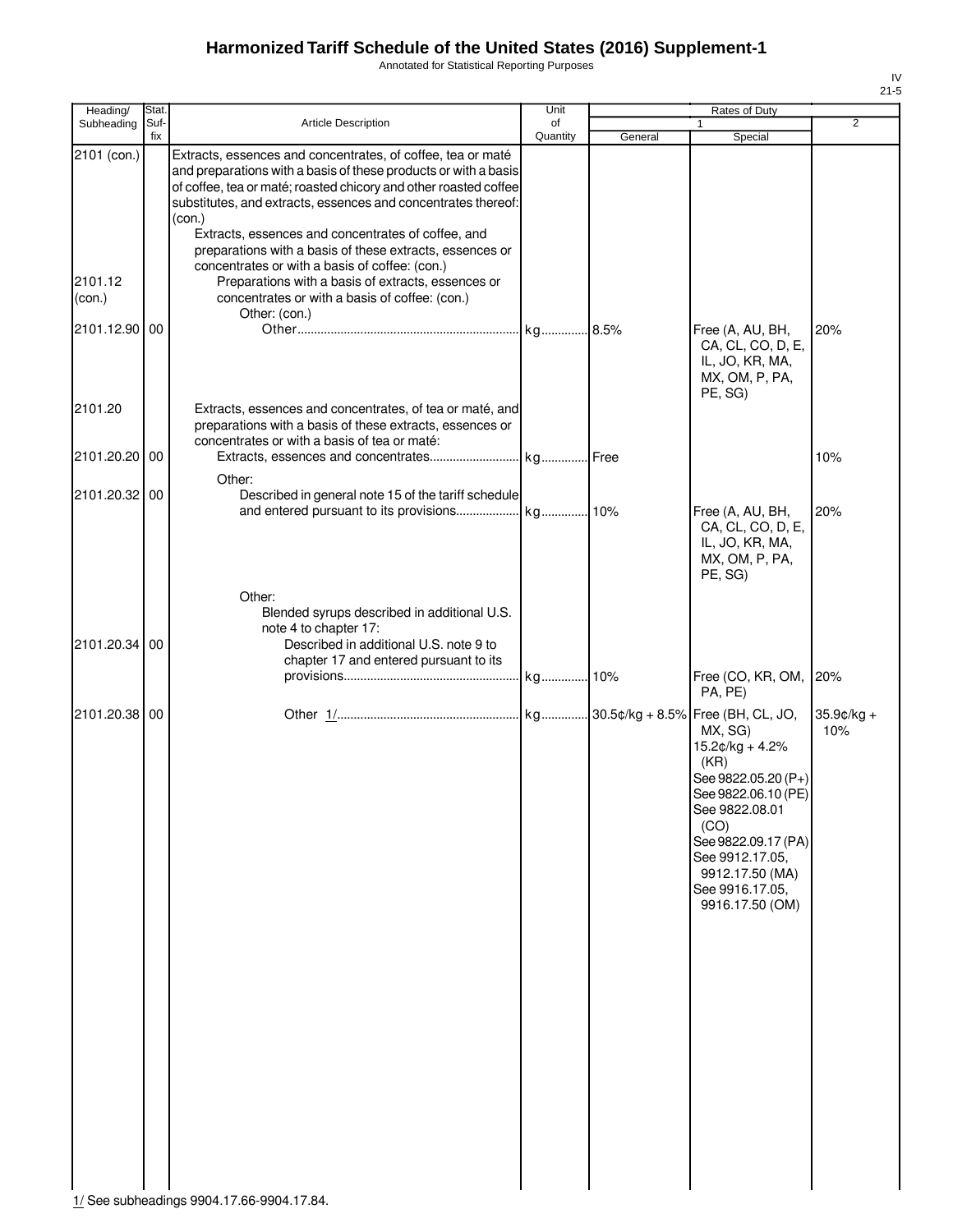# Harmonized Tariff Schedule of the United States (2016) Supplement-1

Annotated for Statistical Reporting Purposes

IV
21-5

| Heading/ Subheading | Stat. Suf- fix | Article Description | Unit of Quantity | Rates of Duty 1 General | Special | 2 |
|---|---|---|---|---|---|---|
| 2101 (con.) | | Extracts, essences and concentrates, of coffee, tea or maté and preparations with a basis of these products or with a basis of coffee, tea or maté; roasted chicory and other roasted coffee substitutes, and extracts, essences and concentrates thereof: (con.) | | | | |
| | | Extracts, essences and concentrates of coffee, and preparations with a basis of these extracts, essences or concentrates or with a basis of coffee: (con.) | | | | |
| 2101.12 (con.) | | Preparations with a basis of extracts, essences or concentrates or with a basis of coffee: (con.) | | | | |
| | | Other: (con.) | | | | |
| 2101.12.90 | 00 | Other | kg | 8.5% | Free (A, AU, BH, CA, CL, CO, D, E, IL, JO, KR, MA, MX, OM, P, PA, PE, SG) | 20% |
| 2101.20 | | Extracts, essences and concentrates, of tea or maté, and preparations with a basis of these extracts, essences or concentrates or with a basis of tea or maté: | | | | |
| 2101.20.20 | 00 | Extracts, essences and concentrates | kg | Free | | 10% |
| | | Other: | | | | |
| 2101.20.32 | 00 | Described in general note 15 of the tariff schedule and entered pursuant to its provisions | kg | 10% | Free (A, AU, BH, CA, CL, CO, D, E, IL, JO, KR, MA, MX, OM, P, PA, PE, SG) | 20% |
| | | Other: | | | | |
| | | Blended syrups described in additional U.S. note 4 to chapter 17: | | | | |
| 2101.20.34 | 00 | Described in additional U.S. note 9 to chapter 17 and entered pursuant to its provisions | kg | 10% | Free (CO, KR, OM, PA, PE) | 20% |
| 2101.20.38 | 00 | Other 1/ | kg | 30.5¢/kg + 8.5% | Free (BH, CL, JO, MX, SG)<br>15.2¢/kg + 4.2% (KR)<br>See 9822.05.20 (P+)<br>See 9822.06.10 (PE)<br>See 9822.08.01 (CO)<br>See 9822.09.17 (PA)<br>See 9912.17.05, 9912.17.50 (MA)<br>See 9916.17.05, 9916.17.50 (OM) | 35.9¢/kg + 10% |

1/ See subheadings 9904.17.66-9904.17.84.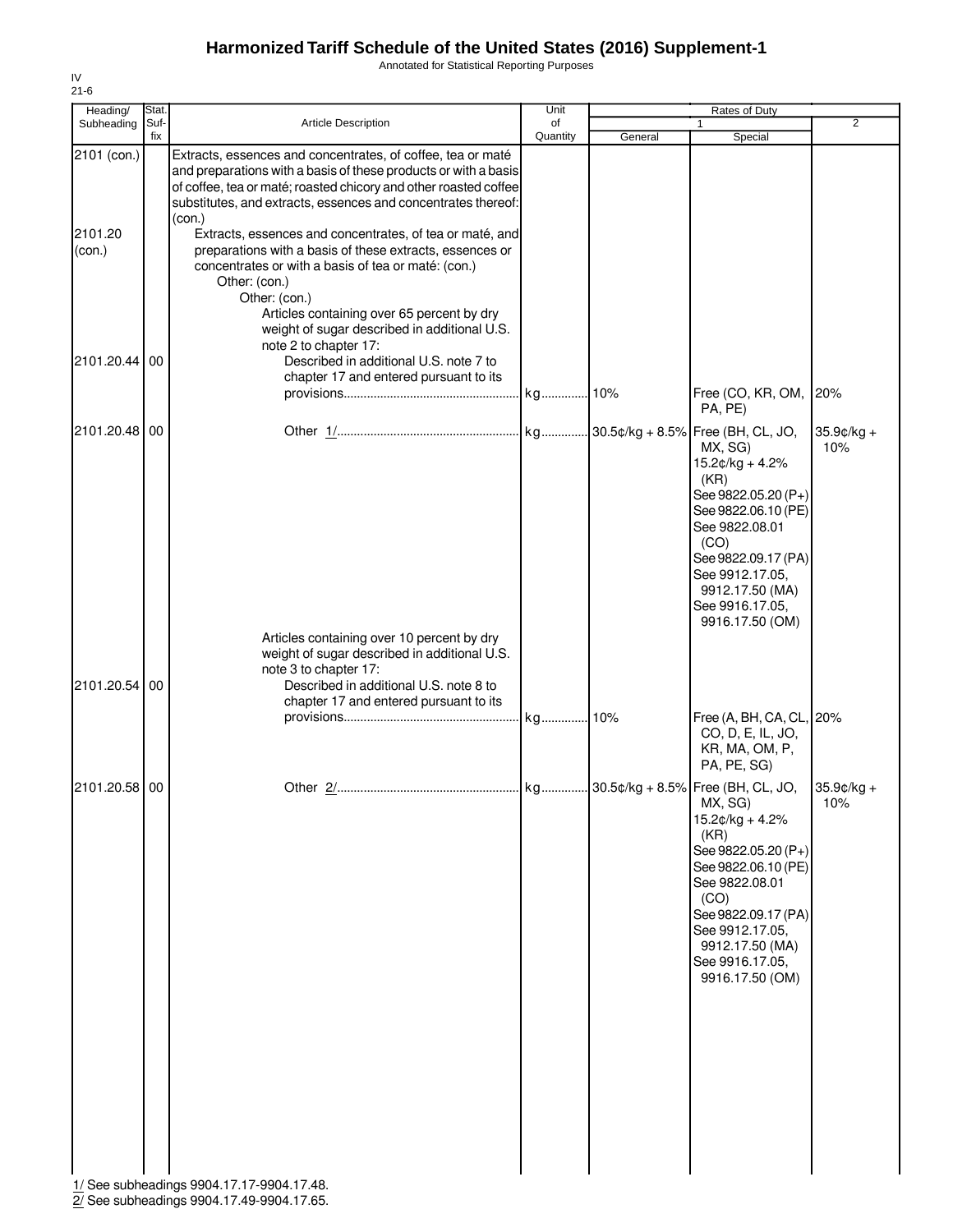# Harmonized Tariff Schedule of the United States (2016) Supplement-1

Annotated for Statistical Reporting Purposes

IV
21-6

| Heading/ Subheading | Stat. Suf- fix | Article Description | Unit of Quantity | Rates of Duty | | |
|---|---|---|---|---|---|---|
| | | | | 1 | | 2 |
| | | | | General | Special | |
| 2101 (con.) | | Extracts, essences and concentrates, of coffee, tea or maté and preparations with a basis of these products or with a basis of coffee, tea or maté; roasted chicory and other roasted coffee substitutes, and extracts, essences and concentrates thereof: (con.) | | | | |
| 2101.20 (con.) | | Extracts, essences and concentrates, of tea or maté, and preparations with a basis of these extracts, essences or concentrates or with a basis of tea or maté: (con.) | | | | |
| | | Other: (con.) | | | | |
| | | Other: (con.) | | | | |
| | | Articles containing over 65 percent by dry weight of sugar described in additional U.S. note 2 to chapter 17: | | | | |
| 2101.20.44 | 00 | Described in additional U.S. note 7 to chapter 17 and entered pursuant to its provisions | kg | 10% | Free (CO, KR, OM, PA, PE) | 20% |
| 2101.20.48 | 00 | Other 1/ | kg | 30.5¢/kg + 8.5% | Free (BH, CL, JO, MX, SG)<br>15.2¢/kg + 4.2% (KR)<br>See 9822.05.20 (P+)<br>See 9822.06.10 (PE)<br>See 9822.08.01 (CO)<br>See 9822.09.17 (PA)<br>See 9912.17.05, 9912.17.50 (MA)<br>See 9916.17.05, 9916.17.50 (OM) | 35.9¢/kg + 10% |
| | | Articles containing over 10 percent by dry weight of sugar described in additional U.S. note 3 to chapter 17: | | | | |
| 2101.20.54 | 00 | Described in additional U.S. note 8 to chapter 17 and entered pursuant to its provisions | kg | 10% | Free (A, BH, CA, CL, CO, D, E, IL, JO, KR, MA, OM, P, PA, PE, SG) | 20% |
| 2101.20.58 | 00 | Other 2/ | kg | 30.5¢/kg + 8.5% | Free (BH, CL, JO, MX, SG)<br>15.2¢/kg + 4.2% (KR)<br>See 9822.05.20 (P+)<br>See 9822.06.10 (PE)<br>See 9822.08.01 (CO)<br>See 9822.09.17 (PA)<br>See 9912.17.05, 9912.17.50 (MA)<br>See 9916.17.05, 9916.17.50 (OM) | 35.9¢/kg + 10% |

1/ See subheadings 9904.17.17-9904.17.48.
2/ See subheadings 9904.17.49-9904.17.65.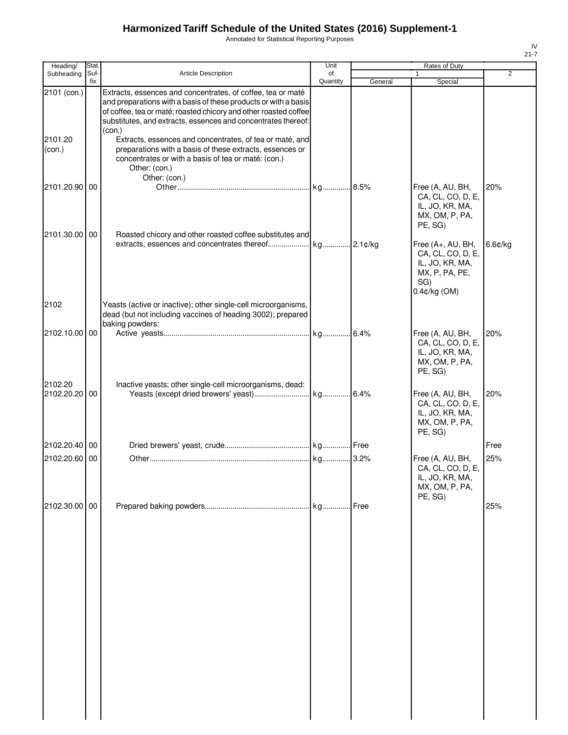# Harmonized Tariff Schedule of the United States (2016) Supplement-1

Annotated for Statistical Reporting Purposes

IV
21-7

| Heading/ Subheading | Stat. Suf-fix | Article Description | Unit of Quantity | Rates of Duty 1 General | Special | 2 |
|---|---|---|---|---|---|---|
| 2101 (con.) | | Extracts, essences and concentrates, of coffee, tea or maté and preparations with a basis of these products or with a basis of coffee, tea or maté; roasted chicory and other roasted coffee substitutes, and extracts, essences and concentrates thereof: (con.) | | | | |
| 2101.20 (con.) | | Extracts, essences and concentrates, of tea or maté, and preparations with a basis of these extracts, essences or concentrates or with a basis of tea or maté: (con.) | | | | |
| | | Other: (con.) | | | | |
| | | Other: (con.) | | | | |
| 2101.20.90 | 00 | Other | kg | 8.5% | Free (A, AU, BH, CA, CL, CO, D, E, IL, JO, KR, MA, MX, OM, P, PA, PE, SG) | 20% |
| 2101.30.00 | 00 | Roasted chicory and other roasted coffee substitutes and extracts, essences and concentrates thereof | kg | 2.1¢/kg | Free (A+, AU, BH, CA, CL, CO, D, E, IL, JO, KR, MA, MX, P, PA, PE, SG) 0.4¢/kg (OM) | 6.6¢/kg |
| 2102 | | Yeasts (active or inactive); other single-cell microorganisms, dead (but not including vaccines of heading 3002); prepared baking powders: | | | | |
| 2102.10.00 | 00 | Active yeasts | kg | 6.4% | Free (A, AU, BH, CA, CL, CO, D, E, IL, JO, KR, MA, MX, OM, P, PA, PE, SG) | 20% |
| 2102.20 | | Inactive yeasts; other single-cell microorganisms, dead: | | | | |
| 2102.20.20 | 00 | Yeasts (except dried brewers' yeast) | kg | 6.4% | Free (A, AU, BH, CA, CL, CO, D, E, IL, JO, KR, MA, MX, OM, P, PA, PE, SG) | 20% |
| 2102.20.40 | 00 | Dried brewers' yeast, crude | kg | Free | | Free |
| 2102.20.60 | 00 | Other | kg | 3.2% | Free (A, AU, BH, CA, CL, CO, D, E, IL, JO, KR, MA, MX, OM, P, PA, PE, SG) | 25% |
| 2102.30.00 | 00 | Prepared baking powders | kg | Free | | 25% |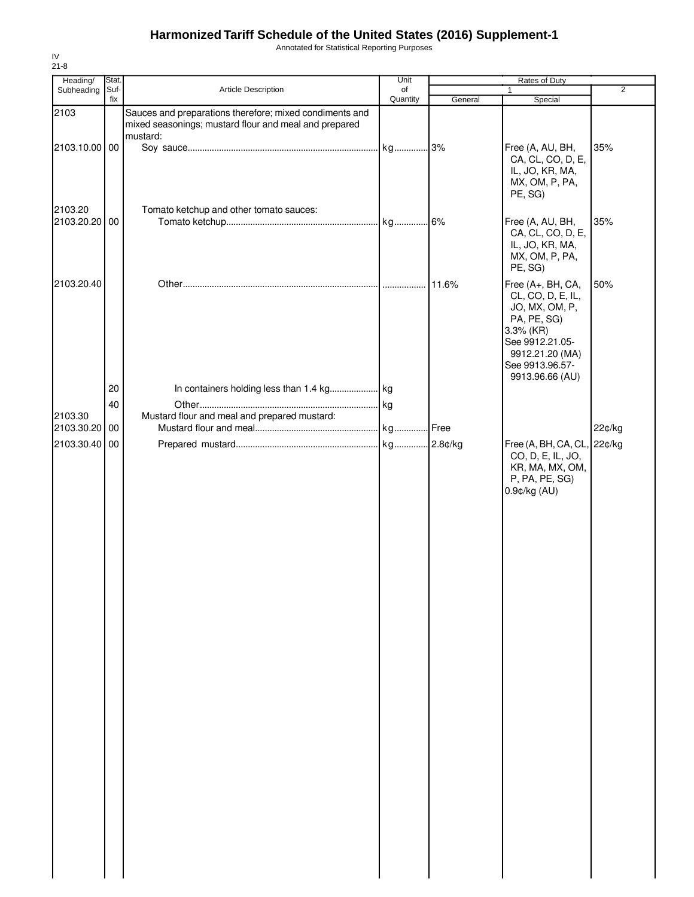# Harmonized Tariff Schedule of the United States (2016) Supplement-1

Annotated for Statistical Reporting Purposes

IV
21-8

| Heading/ Subheading | Stat. Suf-fix | Article Description | Unit of Quantity | Rates of Duty 1 General | Special | 2 |
|---|---|---|---|---|---|---|
| 2103 | | Sauces and preparations therefore; mixed condiments and mixed seasonings; mustard flour and meal and prepared mustard: | | | | |
| 2103.10.00 | 00 | Soy sauce | kg | 3% | Free (A, AU, BH, CA, CL, CO, D, E, IL, JO, KR, MA, MX, OM, P, PA, PE, SG) | 35% |
| 2103.20 | | Tomato ketchup and other tomato sauces: | | | | |
| 2103.20.20 | 00 | Tomato ketchup | kg | 6% | Free (A, AU, BH, CA, CL, CO, D, E, IL, JO, KR, MA, MX, OM, P, PA, PE, SG) | 35% |
| 2103.20.40 | | Other | | 11.6% | Free (A+, BH, CA, CL, CO, D, E, IL, JO, MX, OM, P, PA, PE, SG) 3.3% (KR) See 9912.21.05-9912.21.20 (MA) See 9913.96.57-9913.96.66 (AU) | 50% |
| | 20 | In containers holding less than 1.4 kg | kg | | | |
| | 40 | Other | kg | | | |
| 2103.30 | | Mustard flour and meal and prepared mustard: | | | | |
| 2103.30.20 | 00 | Mustard flour and meal | kg | Free | | 22¢/kg |
| 2103.30.40 | 00 | Prepared mustard | kg | 2.8¢/kg | Free (A, BH, CA, CL, CO, D, E, IL, JO, KR, MA, MX, OM, P, PA, PE, SG) 0.9¢/kg (AU) | 22¢/kg |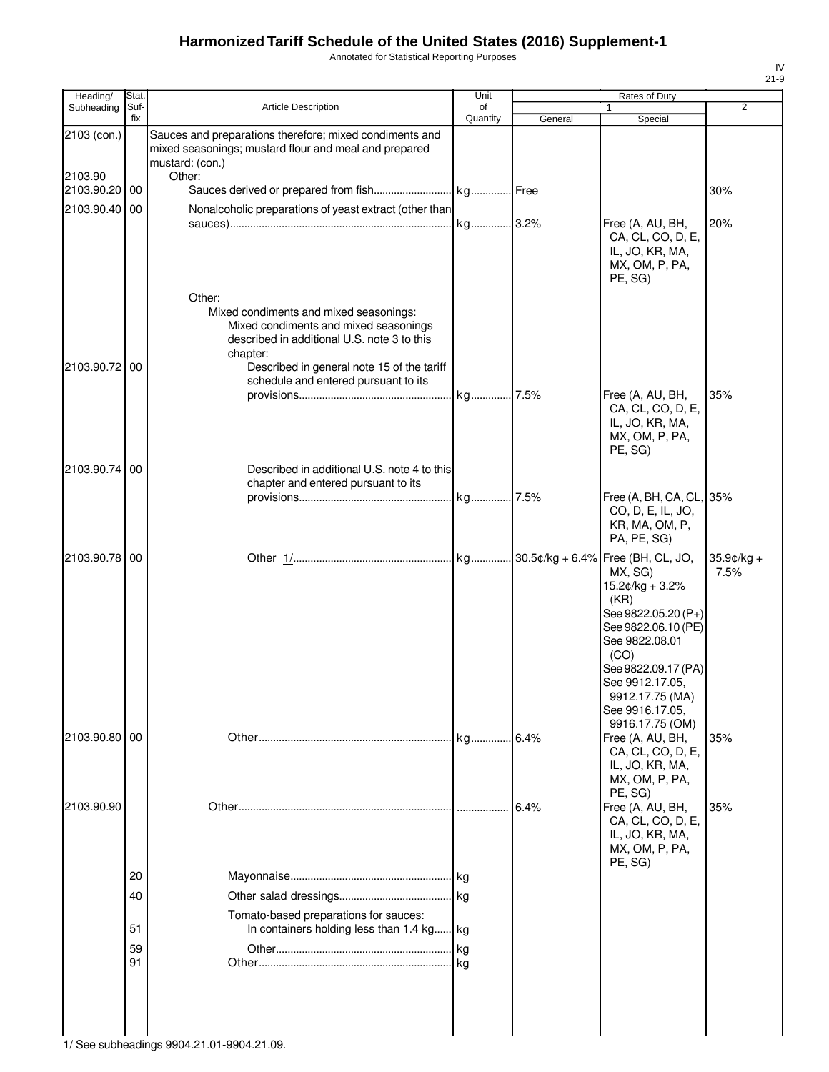# Harmonized Tariff Schedule of the United States (2016) Supplement-1

Annotated for Statistical Reporting Purposes

IV
21-9

| Heading/ Subheading | Stat. Suf-fix | Article Description | Unit of Quantity | Rates of Duty 1 General | Special | 2 |
|---|---|---|---|---|---|---|
| 2103 (con.) | | Sauces and preparations therefore; mixed condiments and mixed seasonings; mustard flour and meal and prepared mustard: (con.) | | | | |
| 2103.90 | | Other: | | | | |
| 2103.90.20 | 00 | Sauces derived or prepared from fish | kg | Free | | 30% |
| 2103.90.40 | 00 | Nonalcoholic preparations of yeast extract (other than sauces) | kg | 3.2% | Free (A, AU, BH, CA, CL, CO, D, E, IL, JO, KR, MA, MX, OM, P, PA, PE, SG) | 20% |
| | | Other: | | | | |
| | | Mixed condiments and mixed seasonings: | | | | |
| | | Mixed condiments and mixed seasonings described in additional U.S. note 3 to this chapter: | | | | |
| 2103.90.72 | 00 | Described in general note 15 of the tariff schedule and entered pursuant to its provisions | kg | 7.5% | Free (A, AU, BH, CA, CL, CO, D, E, IL, JO, KR, MA, MX, OM, P, PA, PE, SG) | 35% |
| 2103.90.74 | 00 | Described in additional U.S. note 4 to this chapter and entered pursuant to its provisions | kg | 7.5% | Free (A, BH, CA, CL, CO, D, E, IL, JO, KR, MA, OM, P, PA, PE, SG) | 35% |
| 2103.90.78 | 00 | Other 1/ | kg | 30.5¢/kg + 6.4% | Free (BH, CL, JO, MX, SG) 15.2¢/kg + 3.2% (KR) See 9822.05.20 (P+) See 9822.06.10 (PE) See 9822.08.01 (CO) See 9822.09.17 (PA) See 9912.17.05, 9912.17.75 (MA) See 9916.17.05, 9916.17.75 (OM) | 35.9¢/kg + 7.5% |
| 2103.90.80 | 00 | Other | kg | 6.4% | Free (A, AU, BH, CA, CL, CO, D, E, IL, JO, KR, MA, MX, OM, P, PA, PE, SG) | 35% |
| 2103.90.90 | | Other | | 6.4% | Free (A, AU, BH, CA, CL, CO, D, E, IL, JO, KR, MA, MX, OM, P, PA, PE, SG) | 35% |
| | 20 | Mayonnaise | kg | | | |
| | 40 | Other salad dressings | kg | | | |
| | | Tomato-based preparations for sauces: | | | | |
| | 51 | In containers holding less than 1.4 kg | kg | | | |
| | 59 | Other | kg | | | |
| | 91 | Other | kg | | | |

1/ See subheadings 9904.21.01-9904.21.09.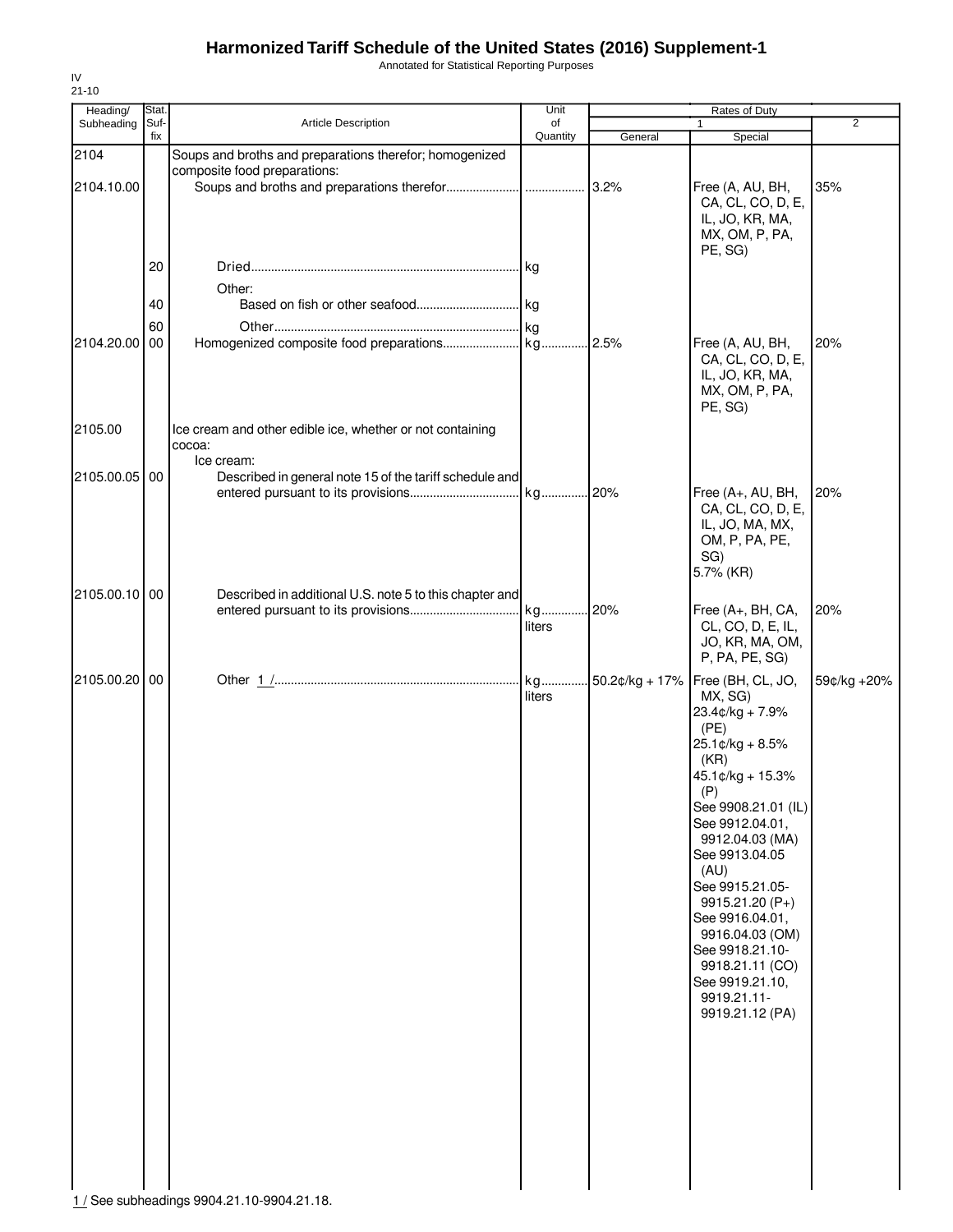# Harmonized Tariff Schedule of the United States (2016) Supplement-1

Annotated for Statistical Reporting Purposes

IV
21-10

| Heading/ Subheading | Stat. Suf- fix | Article Description | Unit of Quantity | Rates of Duty 1 General | Special | 2 |
|---|---|---|---|---|---|---|
| 2104 | | Soups and broths and preparations therefor; homogenized composite food preparations: | | | | |
| 2104.10.00 | | Soups and broths and preparations therefor | | 3.2% | Free (A, AU, BH, CA, CL, CO, D, E, IL, JO, KR, MA, MX, OM, P, PA, PE, SG) | 35% |
| | 20 | Dried | kg | | | |
| | | Other: | | | | |
| | 40 | Based on fish or other seafood | kg | | | |
| | 60 | Other | kg | | | |
| 2104.20.00 | 00 | Homogenized composite food preparations | kg | 2.5% | Free (A, AU, BH, CA, CL, CO, D, E, IL, JO, KR, MA, MX, OM, P, PA, PE, SG) | 20% |
| 2105.00 | | Ice cream and other edible ice, whether or not containing cocoa: | | | | |
| | | Ice cream: | | | | |
| 2105.00.05 | 00 | Described in general note 15 of the tariff schedule and entered pursuant to its provisions | kg | 20% | Free (A+, AU, BH, CA, CL, CO, D, E, IL, JO, MA, MX, OM, P, PA, PE, SG)<br>5.7% (KR) | 20% |
| 2105.00.10 | 00 | Described in additional U.S. note 5 to this chapter and entered pursuant to its provisions | kg<br>liters | 20% | Free (A+, BH, CA, CL, CO, D, E, IL, JO, KR, MA, OM, P, PA, PE, SG) | 20% |
| 2105.00.20 | 00 | Other 1/ | kg<br>liters | 50.2¢/kg + 17% | Free (BH, CL, JO, MX, SG)<br>23.4¢/kg + 7.9% (PE)<br>25.1¢/kg + 8.5% (KR)<br>45.1¢/kg + 15.3% (P)<br>See 9908.21.01 (IL)<br>See 9912.04.01, 9912.04.03 (MA)<br>See 9913.04.05 (AU)<br>See 9915.21.05-9915.21.20 (P+)<br>See 9916.04.01, 9916.04.03 (OM)<br>See 9918.21.10-9918.21.11 (CO)<br>See 9919.21.10, 9919.21.11-9919.21.12 (PA) | 59¢/kg +20% |

1/ See subheadings 9904.21.10-9904.21.18.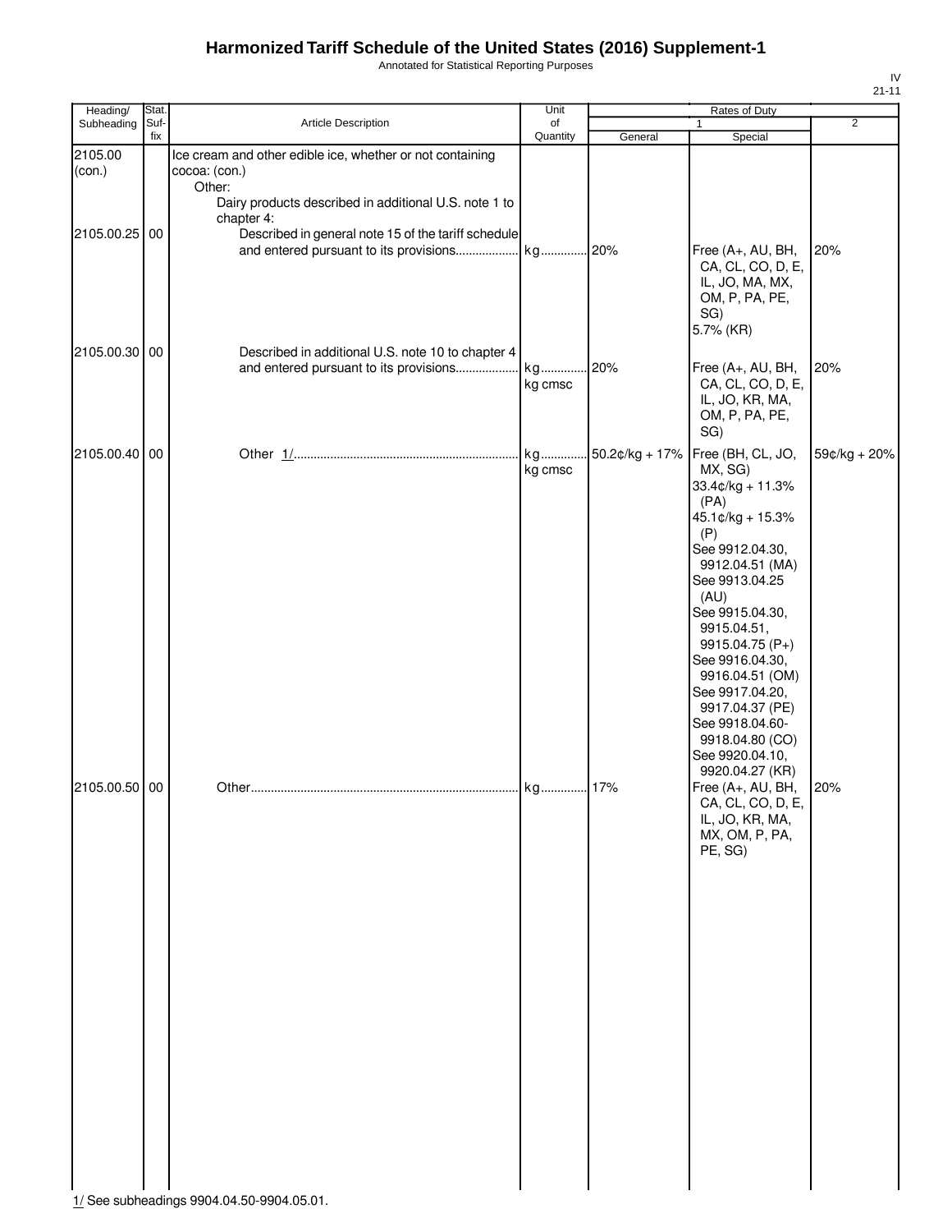# Harmonized Tariff Schedule of the United States (2016) Supplement-1

Annotated for Statistical Reporting Purposes

IV
21-11

| Heading/ Subheading | Stat. Suf-fix | Article Description | Unit of Quantity | Rates of Duty 1 General | Special | 2 |
|---|---|---|---|---|---|---|
| 2105.00 (con.) | | Ice cream and other edible ice, whether or not containing cocoa: (con.) | | | | |
| | | Other: | | | | |
| | | Dairy products described in additional U.S. note 1 to chapter 4: | | | | |
| 2105.00.25 | 00 | Described in general note 15 of the tariff schedule and entered pursuant to its provisions | kg | 20% | Free (A+, AU, BH, CA, CL, CO, D, E, IL, JO, MA, MX, OM, P, PA, PE, SG) 5.7% (KR) | 20% |
| 2105.00.30 | 00 | Described in additional U.S. note 10 to chapter 4 and entered pursuant to its provisions | kg kg cmsc | 20% | Free (A+, AU, BH, CA, CL, CO, D, E, IL, JO, KR, MA, OM, P, PA, PE, SG) | 20% |
| 2105.00.40 | 00 | Other 1/ | kg kg cmsc | 50.2¢/kg + 17% | Free (BH, CL, JO, MX, SG) 33.4¢/kg + 11.3% (PA) 45.1¢/kg + 15.3% (P) See 9912.04.30, 9912.04.51 (MA) See 9913.04.25 (AU) See 9915.04.30, 9915.04.51, 9915.04.75 (P+) See 9916.04.30, 9916.04.51 (OM) See 9917.04.20, 9917.04.37 (PE) See 9918.04.60-9918.04.80 (CO) See 9920.04.10, 9920.04.27 (KR) | 59¢/kg + 20% |
| 2105.00.50 | 00 | Other | kg | 17% | Free (A+, AU, BH, CA, CL, CO, D, E, IL, JO, KR, MA, MX, OM, P, PA, PE, SG) | 20% |

1/ See subheadings 9904.04.50-9904.05.01.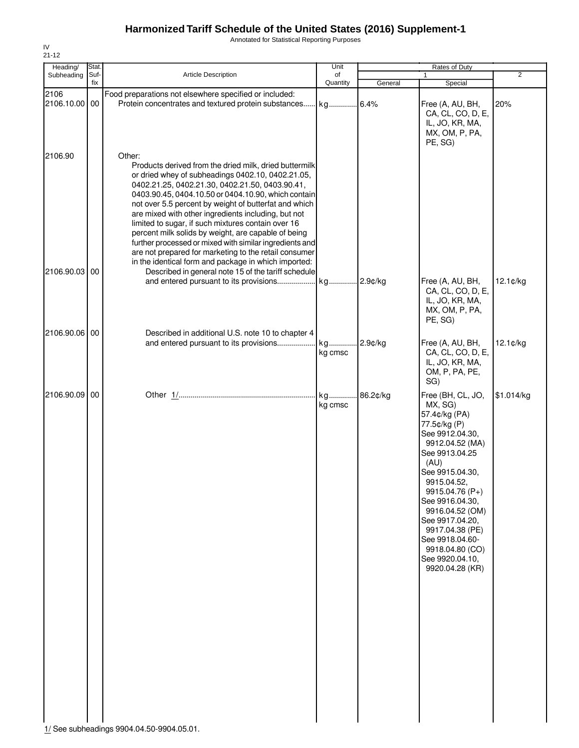# Harmonized Tariff Schedule of the United States (2016) Supplement-1

Annotated for Statistical Reporting Purposes

IV
21-12

| Heading/ Subheading | Stat. Suf- fix | Article Description | Unit of Quantity | Rates of Duty 1 General | Special | 2 |
|---|---|---|---|---|---|---|
| 2106 | | Food preparations not elsewhere specified or included: | | | | |
| 2106.10.00 | 00 | Protein concentrates and textured protein substances | kg | 6.4% | Free (A, AU, BH, CA, CL, CO, D, E, IL, JO, KR, MA, MX, OM, P, PA, PE, SG) | 20% |
| 2106.90 | | Other: | | | | |
| | | Products derived from the dried milk, dried buttermilk or dried whey of subheadings 0402.10, 0402.21.05, 0402.21.25, 0402.21.30, 0402.21.50, 0403.90.41, 0403.90.45, 0404.10.50 or 0404.10.90, which contain not over 5.5 percent by weight of butterfat and which are mixed with other ingredients including, but not limited to sugar, if such mixtures contain over 16 percent milk solids by weight, are capable of being further processed or mixed with similar ingredients and are not prepared for marketing to the retail consumer in the identical form and package in which imported: | | | | |
| 2106.90.03 | 00 | Described in general note 15 of the tariff schedule and entered pursuant to its provisions | kg | 2.9¢/kg | Free (A, AU, BH, CA, CL, CO, D, E, IL, JO, KR, MA, MX, OM, P, PA, PE, SG) | 12.1¢/kg |
| 2106.90.06 | 00 | Described in additional U.S. note 10 to chapter 4 and entered pursuant to its provisions | kg<br>kg cmsc | 2.9¢/kg | Free (A, AU, BH, CA, CL, CO, D, E, IL, JO, KR, MA, OM, P, PA, PE, SG) | 12.1¢/kg |
| 2106.90.09 | 00 | Other 1/ | kg<br>kg cmsc | 86.2¢/kg | Free (BH, CL, JO, MX, SG)<br>57.4¢/kg (PA)<br>77.5¢/kg (P)<br>See 9912.04.30, 9912.04.52 (MA)<br>See 9913.04.25 (AU)<br>See 9915.04.30, 9915.04.52, 9915.04.76 (P+)<br>See 9916.04.30, 9916.04.52 (OM)<br>See 9917.04.20, 9917.04.38 (PE)<br>See 9918.04.60-9918.04.80 (CO)<br>See 9920.04.10, 9920.04.28 (KR) | $1.014/kg |

1/ See subheadings 9904.04.50-9904.05.01.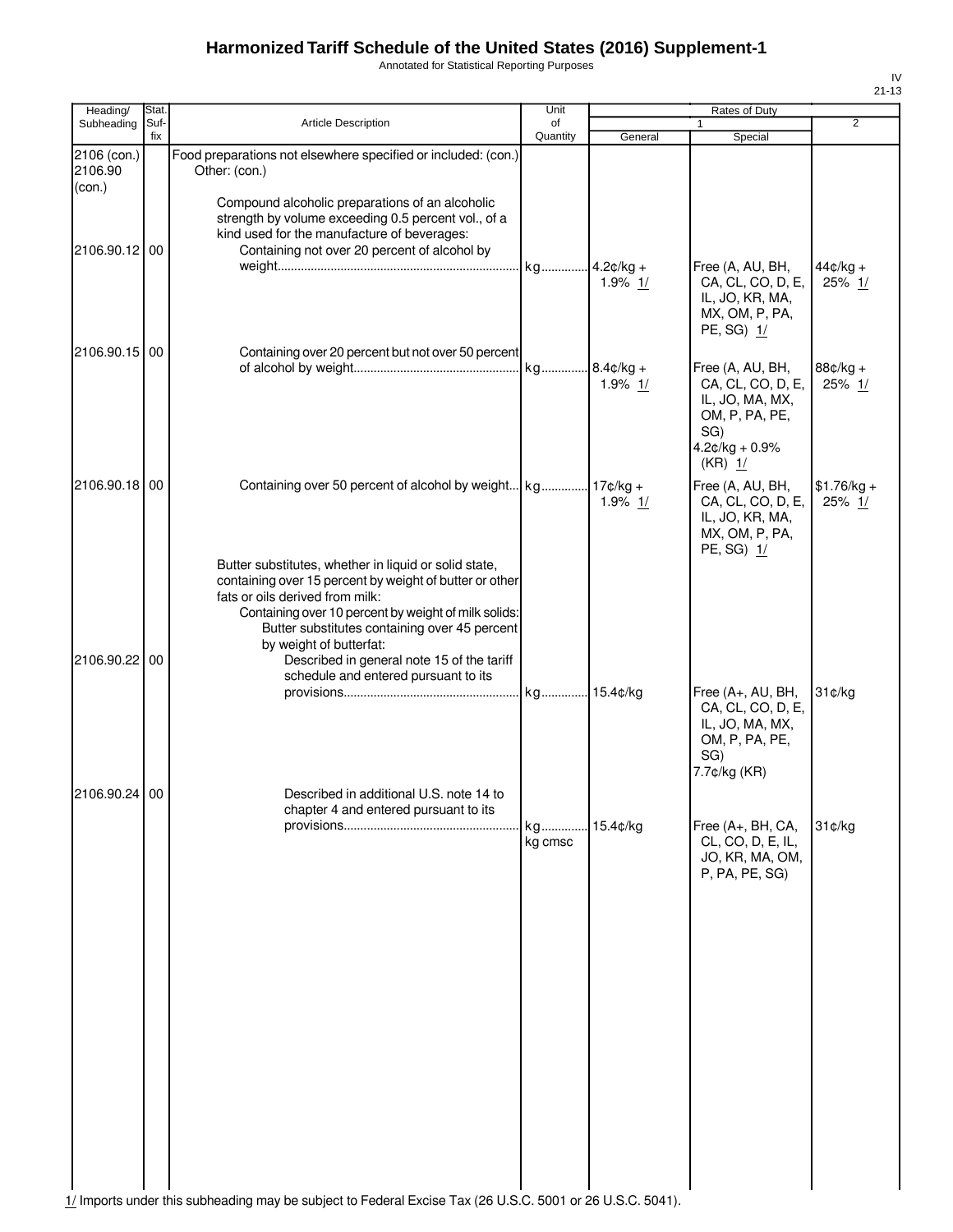# Harmonized Tariff Schedule of the United States (2016) Supplement-1

Annotated for Statistical Reporting Purposes

IV
21-13

| Heading/ Subheading | Stat. Suf- fix | Article Description | Unit of Quantity | Rates of Duty 1 General | Special | 2 |
|---|---|---|---|---|---|---|
| 2106 (con.) 2106.90 (con.) | | Food preparations not elsewhere specified or included: (con.) Other: (con.) | | | | |
| | | Compound alcoholic preparations of an alcoholic strength by volume exceeding 0.5 percent vol., of a kind used for the manufacture of beverages: | | | | |
| 2106.90.12 | 00 | Containing not over 20 percent of alcohol by weight | kg | 4.2¢/kg + 1.9% 1/ | Free (A, AU, BH, CA, CL, CO, D, E, IL, JO, KR, MA, MX, OM, P, PA, PE, SG) 1/ | 44¢/kg + 25% 1/ |
| 2106.90.15 | 00 | Containing over 20 percent but not over 50 percent of alcohol by weight | kg | 8.4¢/kg + 1.9% 1/ | Free (A, AU, BH, CA, CL, CO, D, E, IL, JO, MA, MX, OM, P, PA, PE, SG) 4.2¢/kg + 0.9% (KR) 1/ | 88¢/kg + 25% 1/ |
| 2106.90.18 | 00 | Containing over 50 percent of alcohol by weight | kg | 17¢/kg + 1.9% 1/ | Free (A, AU, BH, CA, CL, CO, D, E, IL, JO, KR, MA, MX, OM, P, PA, PE, SG) 1/ | $1.76/kg + 25% 1/ |
| | | Butter substitutes, whether in liquid or solid state, containing over 15 percent by weight of butter or other fats or oils derived from milk: | | | | |
| | | Containing over 10 percent by weight of milk solids: | | | | |
| | | Butter substitutes containing over 45 percent by weight of butterfat: | | | | |
| 2106.90.22 | 00 | Described in general note 15 of the tariff schedule and entered pursuant to its provisions | kg | 15.4¢/kg | Free (A+, AU, BH, CA, CL, CO, D, E, IL, JO, MA, MX, OM, P, PA, PE, SG) 7.7¢/kg (KR) | 31¢/kg |
| 2106.90.24 | 00 | Described in additional U.S. note 14 to chapter 4 and entered pursuant to its provisions | kg kg cmsc | 15.4¢/kg | Free (A+, BH, CA, CL, CO, D, E, IL, JO, KR, MA, OM, P, PA, PE, SG) | 31¢/kg |

1/ Imports under this subheading may be subject to Federal Excise Tax (26 U.S.C. 5001 or 26 U.S.C. 5041).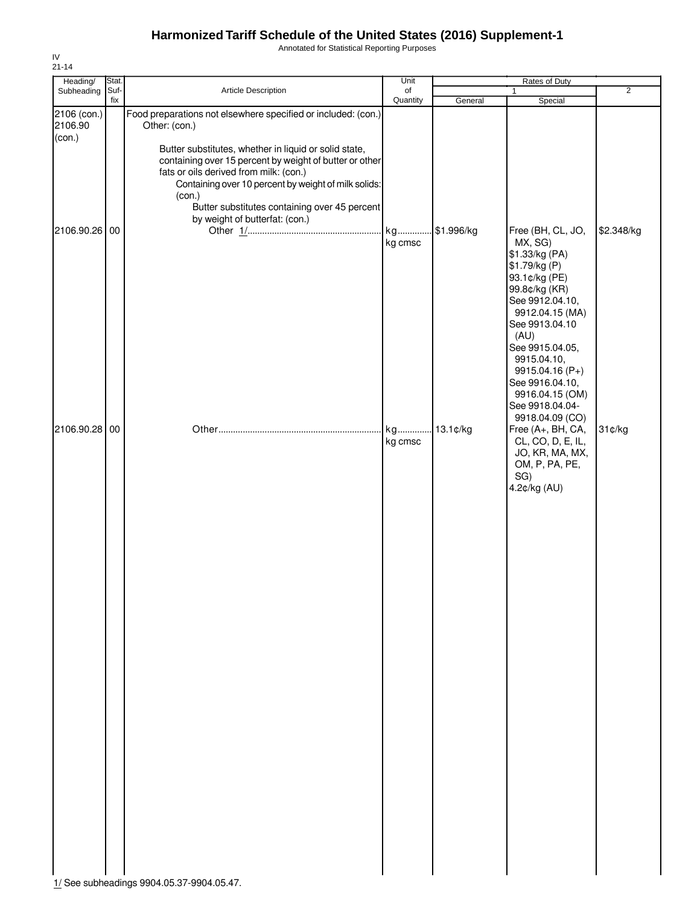# Harmonized Tariff Schedule of the United States (2016) Supplement-1

Annotated for Statistical Reporting Purposes

IV
21-14

| Heading/ Subheading | Stat. Suf-fix | Article Description | Unit of Quantity | Rates of Duty 1 General | Special | 2 |
|---|---|---|---|---|---|---|
| 2106 (con.) 2106.90 (con.) | | Food preparations not elsewhere specified or included: (con.) Other: (con.) | | | | |
| | | Butter substitutes, whether in liquid or solid state, containing over 15 percent by weight of butter or other fats or oils derived from milk: (con.) | | | | |
| | | Containing over 10 percent by weight of milk solids: (con.) | | | | |
| | | Butter substitutes containing over 45 percent by weight of butterfat: (con.) | | | | |
| 2106.90.26 | 00 | Other 1/ | kg kg cmsc | $1.996/kg | Free (BH, CL, JO, MX, SG) $1.33/kg (PA) $1.79/kg (P) 93.1¢/kg (PE) 99.8¢/kg (KR) See 9912.04.10, 9912.04.15 (MA) See 9913.04.10 (AU) See 9915.04.05, 9915.04.10, 9915.04.16 (P+) See 9916.04.10, 9916.04.15 (OM) See 9918.04.04-9918.04.09 (CO) | $2.348/kg |
| 2106.90.28 | 00 | Other | kg kg cmsc | 13.1¢/kg | Free (A+, BH, CA, CL, CO, D, E, IL, JO, KR, MA, MX, OM, P, PA, PE, SG) 4.2¢/kg (AU) | 31¢/kg |

1/ See subheadings 9904.05.37-9904.05.47.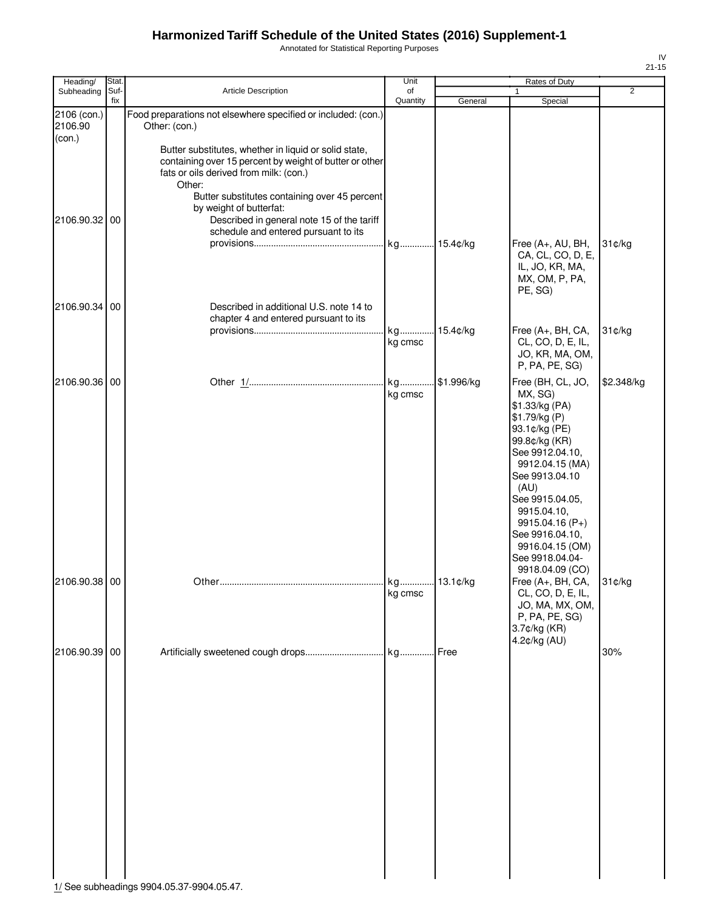# Harmonized Tariff Schedule of the United States (2016) Supplement-1

Annotated for Statistical Reporting Purposes

IV
21-15

| Heading/ Subheading | Stat. Suf- fix | Article Description | Unit of Quantity | Rates of Duty 1 General | Special | 2 |
|---|---|---|---|---|---|---|
| 2106 (con.) 2106.90 (con.) | | Food preparations not elsewhere specified or included: (con.) Other: (con.) | | | | |
| | | Butter substitutes, whether in liquid or solid state, containing over 15 percent by weight of butter or other fats or oils derived from milk: (con.) | | | | |
| | | Other: | | | | |
| | | Butter substitutes containing over 45 percent by weight of butterfat: | | | | |
| 2106.90.32 | 00 | Described in general note 15 of the tariff schedule and entered pursuant to its provisions | kg | 15.4¢/kg | Free (A+, AU, BH, CA, CL, CO, D, E, IL, JO, KR, MA, MX, OM, P, PA, PE, SG) | 31¢/kg |
| 2106.90.34 | 00 | Described in additional U.S. note 14 to chapter 4 and entered pursuant to its provisions | kg kg cmsc | 15.4¢/kg | Free (A+, BH, CA, CL, CO, D, E, IL, JO, KR, MA, OM, P, PA, PE, SG) | 31¢/kg |
| 2106.90.36 | 00 | Other 1/ | kg kg cmsc | $1.996/kg | Free (BH, CL, JO, MX, SG) $1.33/kg (PA) $1.79/kg (P) 93.1¢/kg (PE) 99.8¢/kg (KR) See 9912.04.10, 9912.04.15 (MA) See 9913.04.10 (AU) See 9915.04.05, 9915.04.10, 9915.04.16 (P+) See 9916.04.10, 9916.04.15 (OM) See 9918.04.04-9918.04.09 (CO) | $2.348/kg |
| 2106.90.38 | 00 | Other | kg kg cmsc | 13.1¢/kg | Free (A+, BH, CA, CL, CO, D, E, IL, JO, MA, MX, OM, P, PA, PE, SG) 3.7¢/kg (KR) 4.2¢/kg (AU) | 31¢/kg |
| 2106.90.39 | 00 | Artificially sweetened cough drops | kg | Free | | 30% |

1/ See subheadings 9904.05.37-9904.05.47.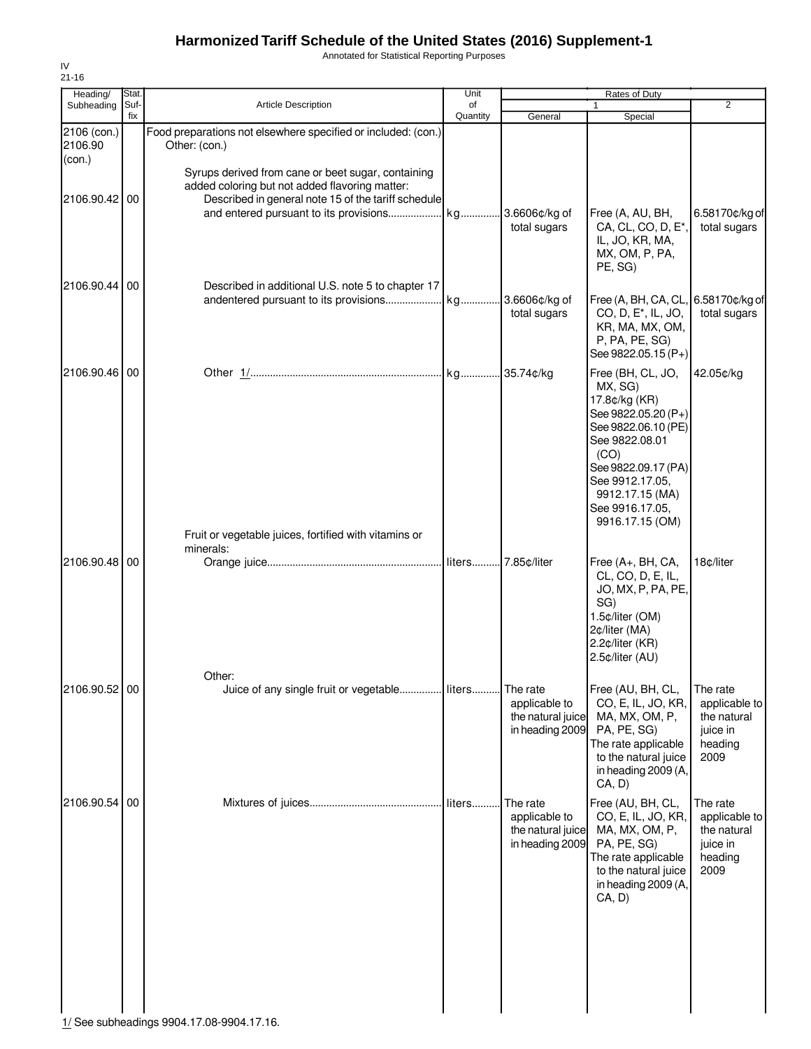# Harmonized Tariff Schedule of the United States (2016) Supplement-1

Annotated for Statistical Reporting Purposes

IV
21-16

| Heading/ Subheading | Stat. Suf- fix | Article Description | Unit of Quantity | Rates of Duty 1 General | Special | 2 |
|---|---|---|---|---|---|---|
| 2106 (con.) 2106.90 (con.) | | Food preparations not elsewhere specified or included: (con.) Other: (con.) | | | | |
| | | Syrups derived from cane or beet sugar, containing added coloring but not added flavoring matter: | | | | |
| 2106.90.42 | 00 | Described in general note 15 of the tariff schedule and entered pursuant to its provisions.................. | kg............. | 3.6606¢/kg of total sugars | Free (A, AU, BH, CA, CL, CO, D, E*, IL, JO, KR, MA, MX, OM, P, PA, PE, SG) | 6.58170¢/kg of total sugars |
| 2106.90.44 | 00 | Described in additional U.S. note 5 to chapter 17 andentered pursuant to its provisions.................... | kg............. | 3.6606¢/kg of total sugars | Free (A, BH, CA, CL, CO, D, E*, IL, JO, KR, MA, MX, OM, P, PA, PE, SG) See 9822.05.15 (P+) | 6.58170¢/kg of total sugars |
| 2106.90.46 | 00 | Other 1/..................................................................... | kg............. | 35.74¢/kg | Free (BH, CL, JO, MX, SG) 17.8¢/kg (KR) See 9822.05.20 (P+) See 9822.06.10 (PE) See 9822.08.01 (CO) See 9822.09.17 (PA) See 9912.17.05, 9912.17.15 (MA) See 9916.17.05, 9916.17.15 (OM) | 42.05¢/kg |
| | | Fruit or vegetable juices, fortified with vitamins or minerals: | | | | |
| 2106.90.48 | 00 | Orange juice............................................................. | liters.......... | 7.85¢/liter | Free (A+, BH, CA, CL, CO, D, E, IL, JO, MX, P, PA, PE, SG) 1.5¢/liter (OM) 2¢/liter (MA) 2.2¢/liter (KR) 2.5¢/liter (AU) | 18¢/liter |
| | | Other: | | | | |
| 2106.90.52 | 00 | Juice of any single fruit or vegetable.............. | liters.......... | The rate applicable to the natural juice in heading 2009 | Free (AU, BH, CL, CO, E, IL, JO, KR, MA, MX, OM, P, PA, PE, SG) The rate applicable to the natural juice in heading 2009 (A, CA, D) | The rate applicable to the natural juice in heading 2009 |
| 2106.90.54 | 00 | Mixtures of juices.............................................. | liters.......... | The rate applicable to the natural juice in heading 2009 | Free (AU, BH, CL, CO, E, IL, JO, KR, MA, MX, OM, P, PA, PE, SG) The rate applicable to the natural juice in heading 2009 (A, CA, D) | The rate applicable to the natural juice in heading 2009 |

1/ See subheadings 9904.17.08-9904.17.16.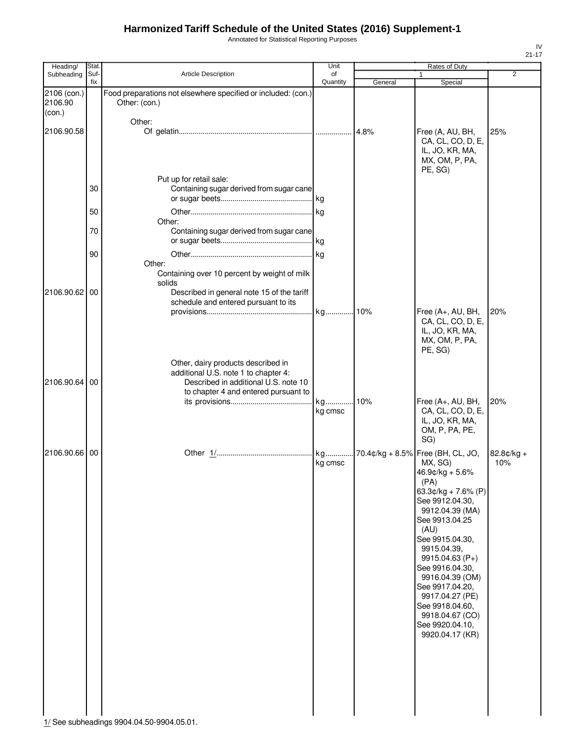# Harmonized Tariff Schedule of the United States (2016) Supplement-1

Annotated for Statistical Reporting Purposes

IV
21-17

| Heading/ Subheading | Stat. Suf-fix | Article Description | Unit of Quantity | Rates of Duty 1 General | Special | 2 |
|---|---|---|---|---|---|---|
| 2106 (con.) 2106.90 (con.) | | Food preparations not elsewhere specified or included: (con.) Other: (con.) | | | | |
| | | Other: | | | | |
| 2106.90.58 | | Of gelatin | | 4.8% | Free (A, AU, BH, CA, CL, CO, D, E, IL, JO, KR, MA, MX, OM, P, PA, PE, SG) | 25% |
| | | Put up for retail sale: | | | | |
| | 30 | Containing sugar derived from sugar cane or sugar beets | kg | | | |
| | 50 | Other | kg | | | |
| | | Other: | | | | |
| | 70 | Containing sugar derived from sugar cane or sugar beets | kg | | | |
| | 90 | Other | kg | | | |
| | | Other: | | | | |
| | | Containing over 10 percent by weight of milk solids | | | | |
| 2106.90.62 | 00 | Described in general note 15 of the tariff schedule and entered pursuant to its provisions | kg | 10% | Free (A+, AU, BH, CA, CL, CO, D, E, IL, JO, KR, MA, MX, OM, P, PA, PE, SG) | 20% |
| | | Other, dairy products described in additional U.S. note 1 to chapter 4: | | | | |
| 2106.90.64 | 00 | Described in additional U.S. note 10 to chapter 4 and entered pursuant to its provisions | kg<br>kg cmsc | 10% | Free (A+, AU, BH, CA, CL, CO, D, E, IL, JO, KR, MA, OM, P, PA, PE, SG) | 20% |
| 2106.90.66 | 00 | Other 1/ | kg<br>kg cmsc | 70.4¢/kg + 8.5% | Free (BH, CL, JO, MX, SG)<br>46.9¢/kg + 5.6% (PA)<br>63.3¢/kg + 7.6% (P)<br>See 9912.04.30, 9912.04.39 (MA)<br>See 9913.04.25 (AU)<br>See 9915.04.30, 9915.04.39, 9915.04.63 (P+)<br>See 9916.04.30, 9916.04.39 (OM)<br>See 9917.04.20, 9917.04.27 (PE)<br>See 9918.04.60, 9918.04.67 (CO)<br>See 9920.04.10, 9920.04.17 (KR) | 82.8¢/kg + 10% |

1/ See subheadings 9904.04.50-9904.05.01.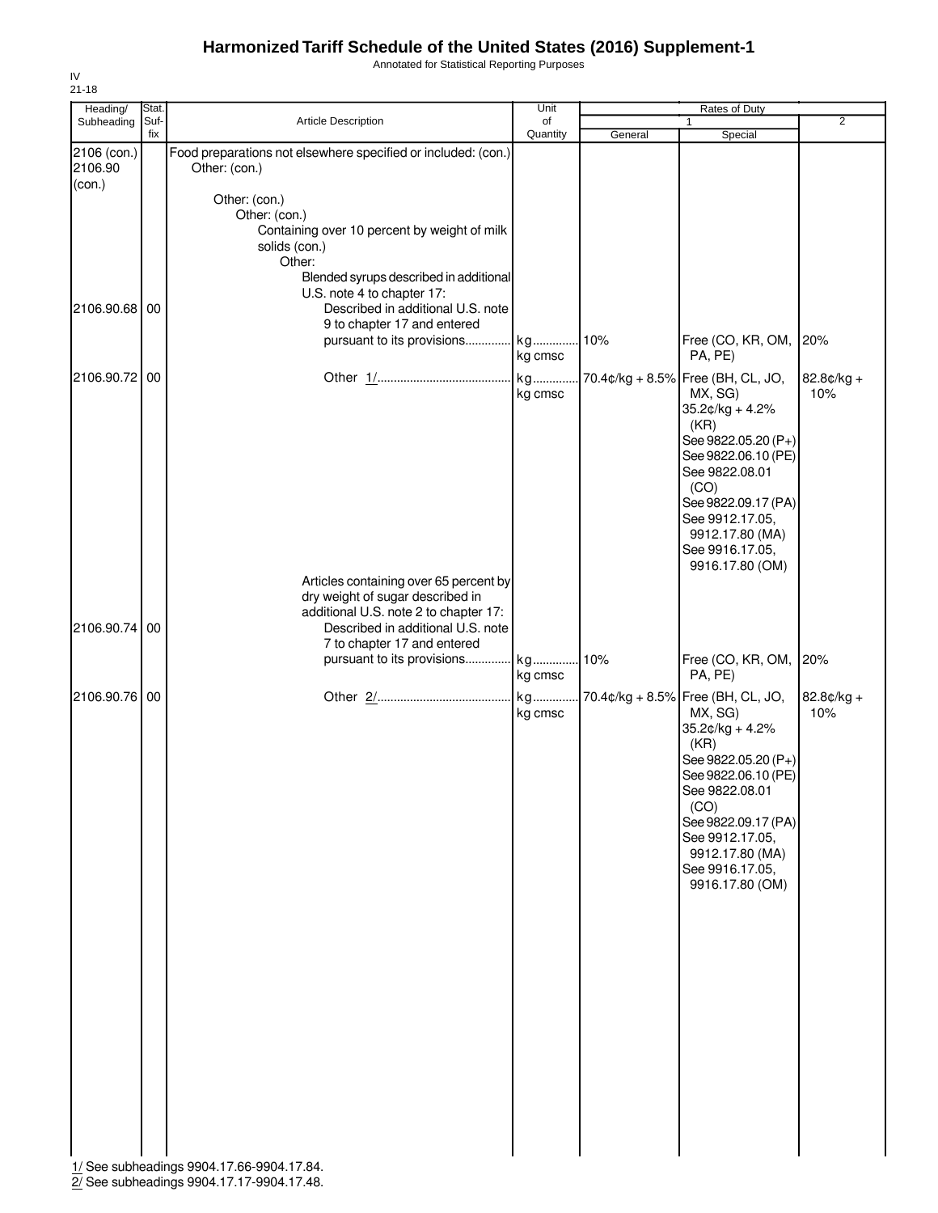# Harmonized Tariff Schedule of the United States (2016) Supplement-1

Annotated for Statistical Reporting Purposes

IV
21-18

| Heading/ Subheading | Stat. Suf- fix | Article Description | Unit of Quantity | Rates of Duty 1 General | Special | 2 |
|---|---|---|---|---|---|---|
| 2106 (con.) 2106.90 (con.) | | Food preparations not elsewhere specified or included: (con.) Other: (con.) | | | | |
| | | Other: (con.) | | | | |
| | | Other: (con.) | | | | |
| | | Containing over 10 percent by weight of milk solids (con.) | | | | |
| | | Other: | | | | |
| | | Blended syrups described in additional U.S. note 4 to chapter 17: | | | | |
| 2106.90.68 | 00 | Described in additional U.S. note 9 to chapter 17 and entered pursuant to its provisions | kg kg cmsc | 10% | Free (CO, KR, OM, PA, PE) | 20% |
| 2106.90.72 | 00 | Other 1/ | kg kg cmsc | 70.4¢/kg + 8.5% | Free (BH, CL, JO, MX, SG) 35.2¢/kg + 4.2% (KR) See 9822.05.20 (P+) See 9822.06.10 (PE) See 9822.08.01 (CO) See 9822.09.17 (PA) See 9912.17.05, 9912.17.80 (MA) See 9916.17.05, 9916.17.80 (OM) | 82.8¢/kg + 10% |
| | | Articles containing over 65 percent by dry weight of sugar described in additional U.S. note 2 to chapter 17: | | | | |
| 2106.90.74 | 00 | Described in additional U.S. note 7 to chapter 17 and entered pursuant to its provisions | kg kg cmsc | 10% | Free (CO, KR, OM, PA, PE) | 20% |
| 2106.90.76 | 00 | Other 2/ | kg kg cmsc | 70.4¢/kg + 8.5% | Free (BH, CL, JO, MX, SG) 35.2¢/kg + 4.2% (KR) See 9822.05.20 (P+) See 9822.06.10 (PE) See 9822.08.01 (CO) See 9822.09.17 (PA) See 9912.17.05, 9912.17.80 (MA) See 9916.17.05, 9916.17.80 (OM) | 82.8¢/kg + 10% |

1/ See subheadings 9904.17.66-9904.17.84.
2/ See subheadings 9904.17.17-9904.17.48.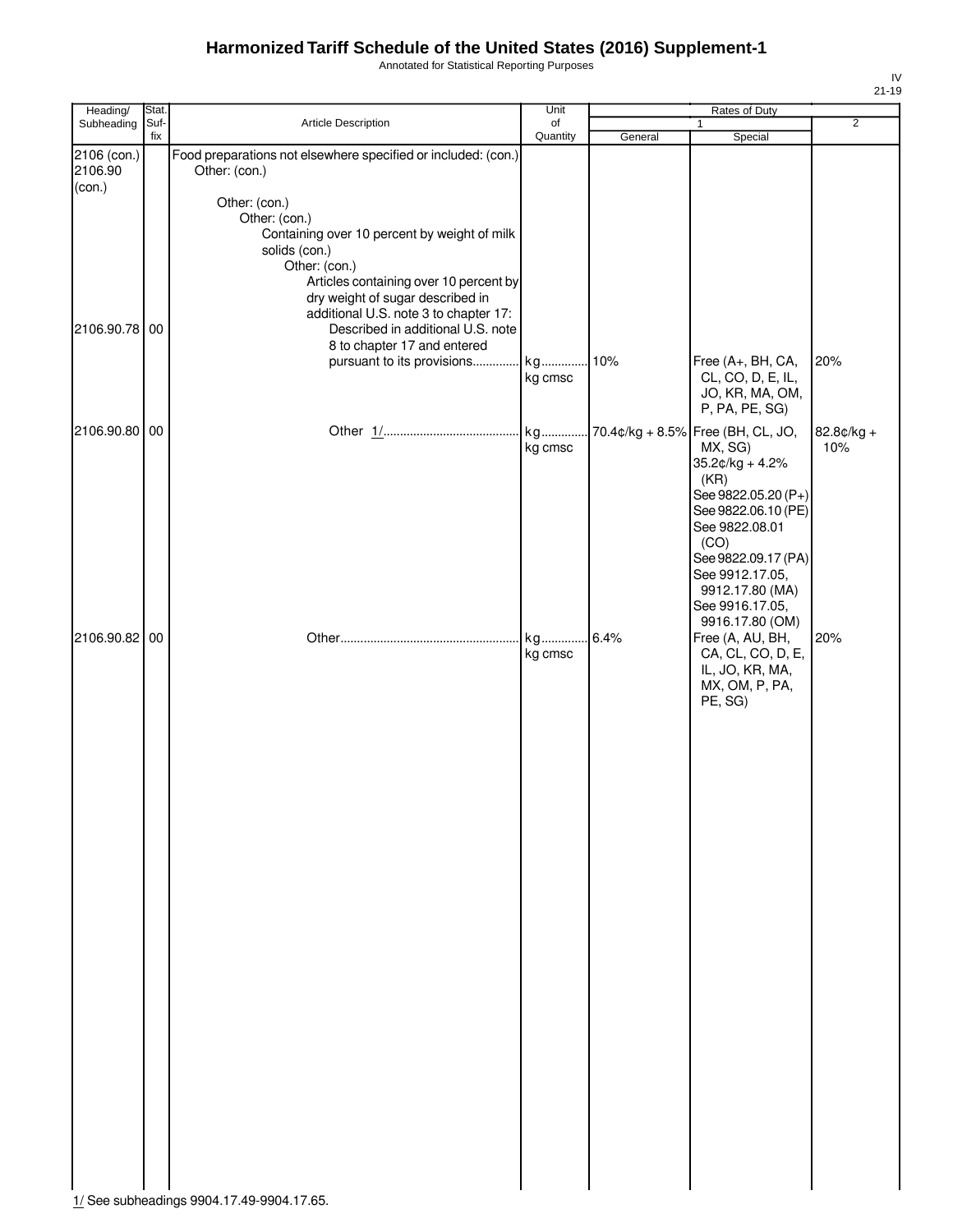# Harmonized Tariff Schedule of the United States (2016) Supplement-1

Annotated for Statistical Reporting Purposes

IV
21-19

| Heading/ Subheading | Stat. Suf- fix | Article Description | Unit of Quantity | Rates of Duty 1 General | Special | 2 |
|---|---|---|---|---|---|---|
| 2106 (con.) 2106.90 (con.) | | Food preparations not elsewhere specified or included: (con.) Other: (con.) | | | | |
| | | Other: (con.) | | | | |
| | | Other: (con.) | | | | |
| | | Containing over 10 percent by weight of milk solids (con.) | | | | |
| | | Other: (con.) | | | | |
| | | Articles containing over 10 percent by dry weight of sugar described in additional U.S. note 3 to chapter 17: | | | | |
| 2106.90.78 | 00 | Described in additional U.S. note 8 to chapter 17 and entered pursuant to its provisions | kg kg cmsc | 10% | Free (A+, BH, CA, CL, CO, D, E, IL, JO, KR, MA, OM, P, PA, PE, SG) | 20% |
| 2106.90.80 | 00 | Other 1/ | kg kg cmsc | 70.4¢/kg + 8.5% | Free (BH, CL, JO, MX, SG) 35.2¢/kg + 4.2% (KR) See 9822.05.20 (P+) See 9822.06.10 (PE) See 9822.08.01 (CO) See 9822.09.17 (PA) See 9912.17.05, 9912.17.80 (MA) See 9916.17.05, 9916.17.80 (OM) | 82.8¢/kg + 10% |
| 2106.90.82 | 00 | Other | kg kg cmsc | 6.4% | Free (A, AU, BH, CA, CL, CO, D, E, IL, JO, KR, MA, MX, OM, P, PA, PE, SG) | 20% |

1/ See subheadings 9904.17.49-9904.17.65.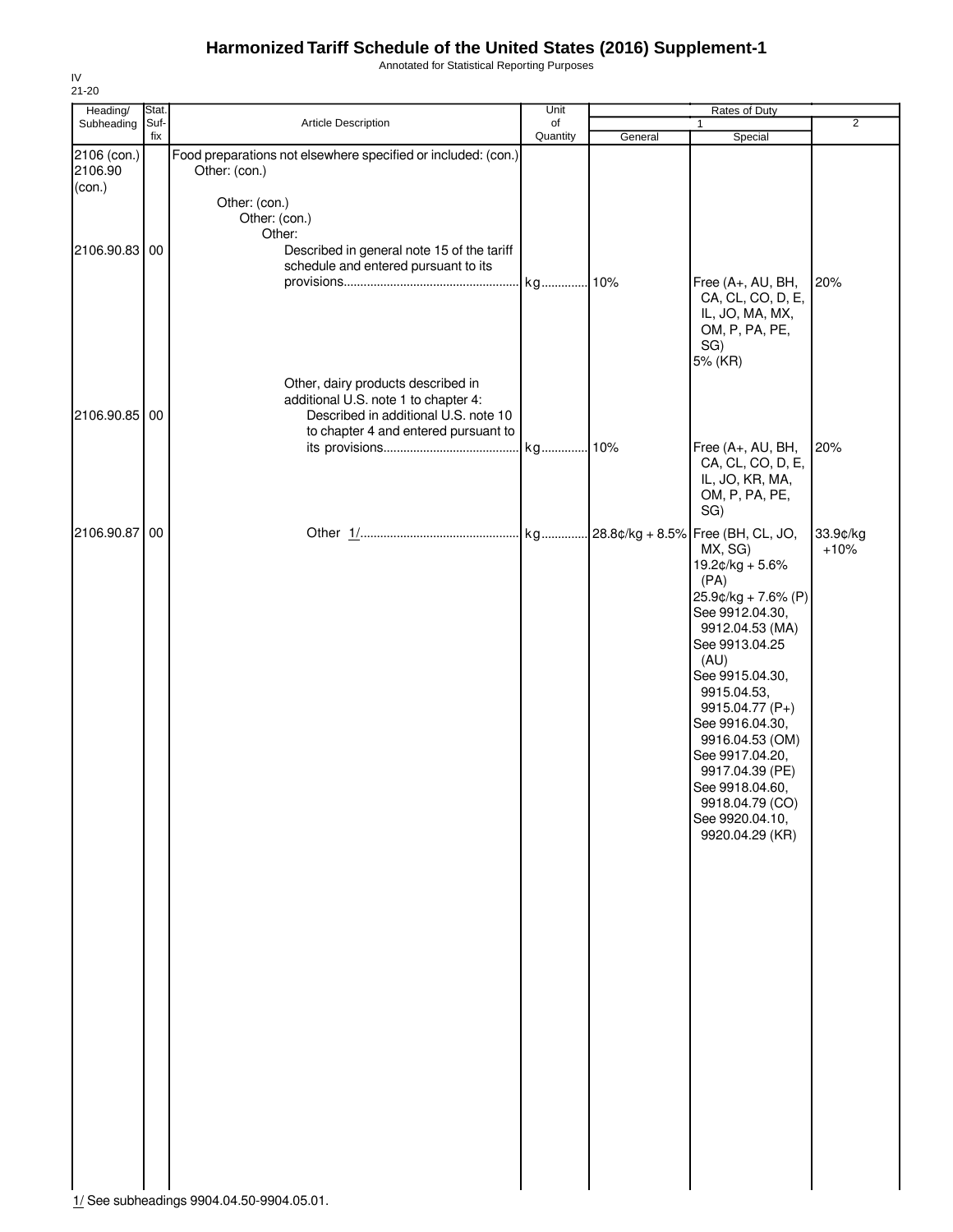# Harmonized Tariff Schedule of the United States (2016) Supplement-1

Annotated for Statistical Reporting Purposes

IV
21-20

| Heading/ Subheading | Stat. Suf- fix | Article Description | Unit of Quantity | Rates of Duty 1 General | Rates of Duty 1 Special | Rates of Duty 2 |
|---|---|---|---|---|---|---|
| 2106 (con.) 2106.90 (con.) | | Food preparations not elsewhere specified or included: (con.) Other: (con.) | | | | |
| | | Other: (con.) | | | | |
| | | Other: (con.) | | | | |
| | | Other: | | | | |
| 2106.90.83 | 00 | Described in general note 15 of the tariff schedule and entered pursuant to its provisions | kg | 10% | Free (A+, AU, BH, CA, CL, CO, D, E, IL, JO, MA, MX, OM, P, PA, PE, SG) 5% (KR) | 20% |
| | | Other, dairy products described in additional U.S. note 1 to chapter 4: | | | | |
| 2106.90.85 | 00 | Described in additional U.S. note 10 to chapter 4 and entered pursuant to its provisions | kg | 10% | Free (A+, AU, BH, CA, CL, CO, D, E, IL, JO, KR, MA, OM, P, PA, PE, SG) | 20% |
| 2106.90.87 | 00 | Other 1/ | kg | 28.8¢/kg + 8.5% | Free (BH, CL, JO, MX, SG) 19.2¢/kg + 5.6% (PA) 25.9¢/kg + 7.6% (P) See 9912.04.30, 9912.04.53 (MA) See 9913.04.25 (AU) See 9915.04.30, 9915.04.53, 9915.04.77 (P+) See 9916.04.30, 9916.04.53 (OM) See 9917.04.20, 9917.04.39 (PE) See 9918.04.60, 9918.04.79 (CO) See 9920.04.10, 9920.04.29 (KR) | 33.9¢/kg +10% |

1/ See subheadings 9904.04.50-9904.05.01.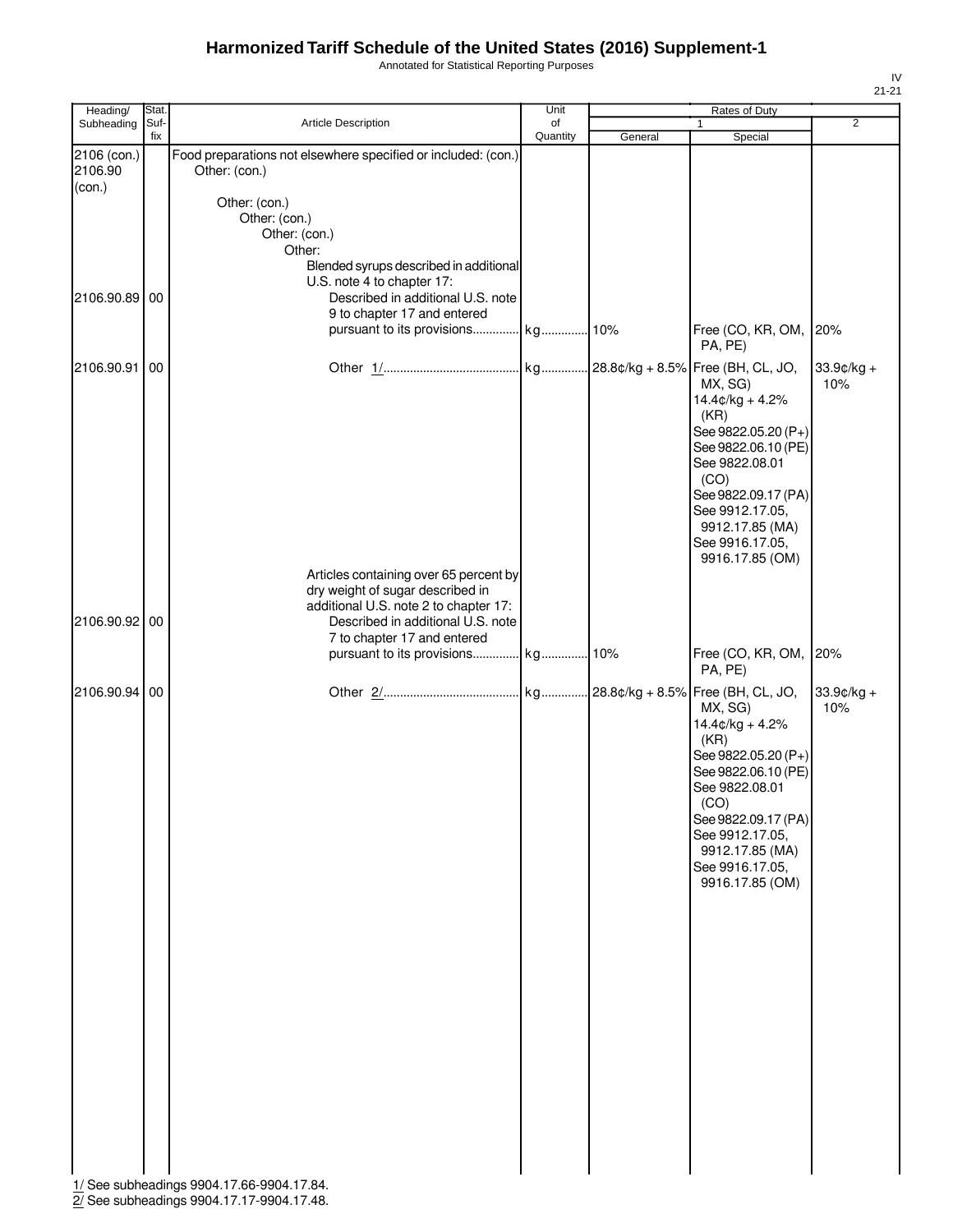# Harmonized Tariff Schedule of the United States (2016) Supplement-1

Annotated for Statistical Reporting Purposes

| Heading/ Subheading | Stat. Suf- fix | Article Description | Unit of Quantity | Rates of Duty 1 General | Special | 2 |
|---|---|---|---|---|---|---|
| 2106 (con.) 2106.90 (con.) | | Food preparations not elsewhere specified or included: (con.) Other: (con.) | | | | |
| | | Other: (con.) Other: (con.) Other: (con.) Other: | | | | |
| | | Blended syrups described in additional U.S. note 4 to chapter 17: | | | | |
| 2106.90.89 | 00 | Described in additional U.S. note 9 to chapter 17 and entered pursuant to its provisions | kg | 10% | Free (CO, KR, OM, PA, PE) | 20% |
| 2106.90.91 | 00 | Other 1/ | kg | 28.8¢/kg + 8.5% | Free (BH, CL, JO, MX, SG) 14.4¢/kg + 4.2% (KR) See 9822.05.20 (P+) See 9822.06.10 (PE) See 9822.08.01 (CO) See 9822.09.17 (PA) See 9912.17.05, 9912.17.85 (MA) See 9916.17.05, 9916.17.85 (OM) | 33.9¢/kg + 10% |
| | | Articles containing over 65 percent by dry weight of sugar described in additional U.S. note 2 to chapter 17: | | | | |
| 2106.90.92 | 00 | Described in additional U.S. note 7 to chapter 17 and entered pursuant to its provisions | kg | 10% | Free (CO, KR, OM, PA, PE) | 20% |
| 2106.90.94 | 00 | Other 2/ | kg | 28.8¢/kg + 8.5% | Free (BH, CL, JO, MX, SG) 14.4¢/kg + 4.2% (KR) See 9822.05.20 (P+) See 9822.06.10 (PE) See 9822.08.01 (CO) See 9822.09.17 (PA) See 9912.17.05, 9912.17.85 (MA) See 9916.17.05, 9916.17.85 (OM) | 33.9¢/kg + 10% |

1/ See subheadings 9904.17.66-9904.17.84.
2/ See subheadings 9904.17.17-9904.17.48.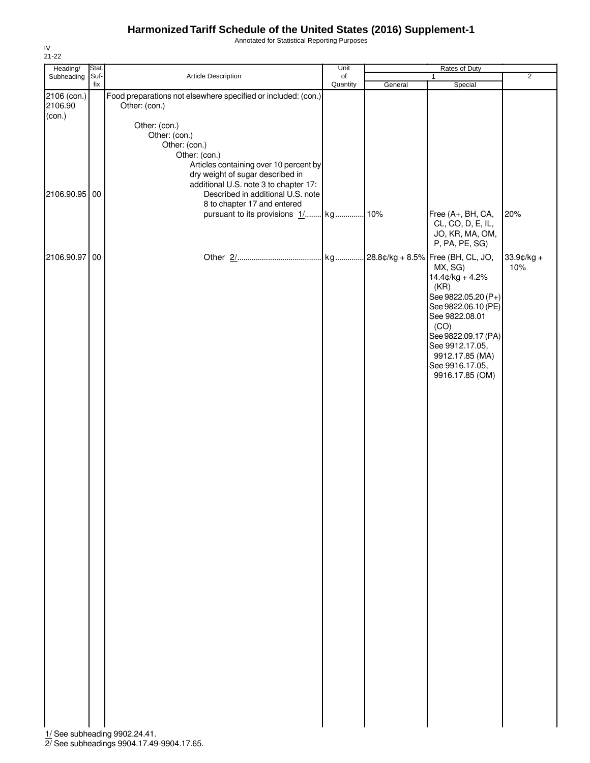# Harmonized Tariff Schedule of the United States (2016) Supplement-1

Annotated for Statistical Reporting Purposes

IV
21-22

| Heading/ Subheading | Stat. Suf- fix | Article Description | Unit of Quantity | Rates of Duty 1 General | Special | 2 |
|---|---|---|---|---|---|---|
| 2106 (con.) 2106.90 (con.) | | Food preparations not elsewhere specified or included: (con.) Other: (con.) | | | | |
| | | Other: (con.) | | | | |
| | | Other: (con.) | | | | |
| | | Other: (con.) | | | | |
| | | Other: (con.) | | | | |
| | | Articles containing over 10 percent by dry weight of sugar described in additional U.S. note 3 to chapter 17: | | | | |
| 2106.90.95 | 00 | Described in additional U.S. note 8 to chapter 17 and entered pursuant to its provisions 1/ | kg | 10% | Free (A+, BH, CA, CL, CO, D, E, IL, JO, KR, MA, OM, P, PA, PE, SG) | 20% |
| 2106.90.97 | 00 | Other 2/ | kg | 28.8¢/kg + 8.5% | Free (BH, CL, JO, MX, SG) 14.4¢/kg + 4.2% (KR) See 9822.05.20 (P+) See 9822.06.10 (PE) See 9822.08.01 (CO) See 9822.09.17 (PA) See 9912.17.05, 9912.17.85 (MA) See 9916.17.05, 9916.17.85 (OM) | 33.9¢/kg + 10% |

1/ See subheading 9902.24.41.
2/ See subheadings 9904.17.49-9904.17.65.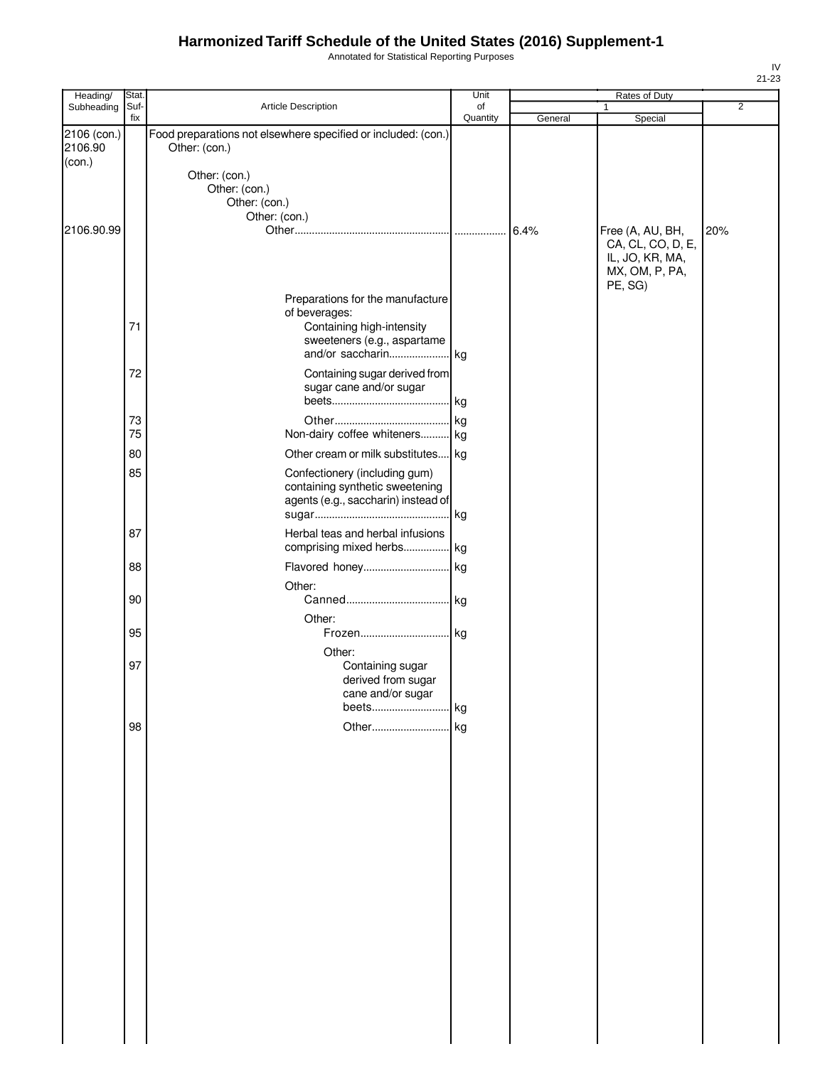# Harmonized Tariff Schedule of the United States (2016) Supplement-1

Annotated for Statistical Reporting Purposes

IV
21-23

| Heading/ Subheading | Stat. Suf- fix | Article Description | Unit of Quantity | Rates of Duty | | |
|---|---|---|---|---|---|---|
| | | | | 1 | | 2 |
| | | | | General | Special | |
| 2106 (con.) 2106.90 (con.) | | Food preparations not elsewhere specified or included: (con.) Other: (con.) | | | | |
| | | Other: (con.) | | | | |
| | | Other: (con.) | | | | |
| | | Other: (con.) | | | | |
| | | Other: (con.) | | | | |
| 2106.90.99 | | Other | | 6.4% | Free (A, AU, BH, CA, CL, CO, D, E, IL, JO, KR, MA, MX, OM, P, PA, PE, SG) | 20% |
| | | Preparations for the manufacture of beverages: | | | | |
| | 71 | Containing high-intensity sweeteners (e.g., aspartame and/or saccharin | kg | | | |
| | 72 | Containing sugar derived from sugar cane and/or sugar beets | kg | | | |
| | 73 | Other | kg | | | |
| | 75 | Non-dairy coffee whiteners | kg | | | |
| | 80 | Other cream or milk substitutes | kg | | | |
| | 85 | Confectionery (including gum) containing synthetic sweetening agents (e.g., saccharin) instead of sugar | kg | | | |
| | 87 | Herbal teas and herbal infusions comprising mixed herbs | kg | | | |
| | 88 | Flavored honey | kg | | | |
| | | Other: | | | | |
| | 90 | Canned | kg | | | |
| | | Other: | | | | |
| | 95 | Frozen | kg | | | |
| | | Other: | | | | |
| | 97 | Containing sugar derived from sugar cane and/or sugar beets | kg | | | |
| | 98 | Other | kg | | | |